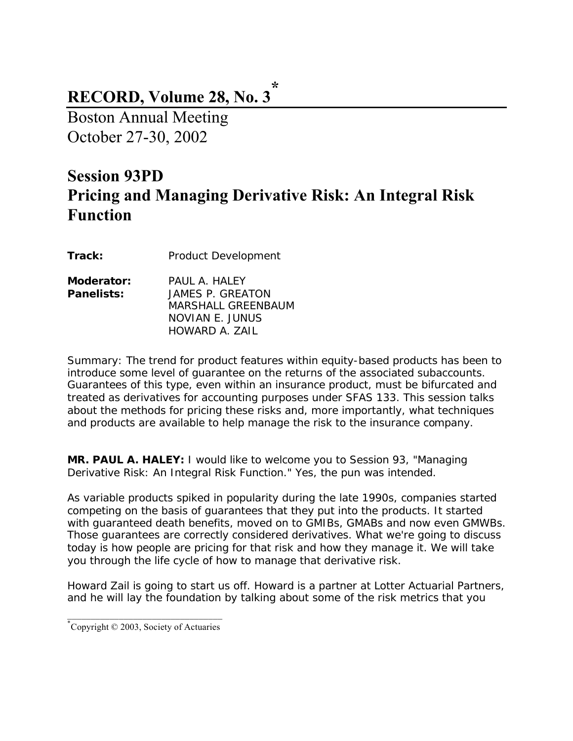# RECORD, Volume 28, No. 3*

Boston Annual Meeting
October 27-30, 2002

## Session 93PD
## Pricing and Managing Derivative Risk: An Integral Risk Function

**Track:** Product Development

**Moderator:** PAUL A. HALEY
**Panelists:** JAMES P. GREATON
MARSHALL GREENBAUM
NOVIAN E. JUNUS
HOWARD A. ZAIL

Summary: The trend for product features within equity-based products has been to introduce some level of guarantee on the returns of the associated subaccounts. Guarantees of this type, even within an insurance product, must be bifurcated and treated as derivatives for accounting purposes under SFAS 133. This session talks about the methods for pricing these risks and, more importantly, what techniques and products are available to help manage the risk to the insurance company.

**MR. PAUL A. HALEY:** I would like to welcome you to Session 93, "Managing Derivative Risk: An Integral Risk Function." Yes, the pun was intended.

As variable products spiked in popularity during the late 1990s, companies started competing on the basis of guarantees that they put into the products. It started with guaranteed death benefits, moved on to GMIBs, GMABs and now even GMWBs. Those guarantees are correctly considered derivatives. What we're going to discuss today is how people are pricing for that risk and how they manage it. We will take you through the life cycle of how to manage that derivative risk.

Howard Zail is going to start us off. Howard is a partner at Lotter Actuarial Partners, and he will lay the foundation by talking about some of the risk metrics that you

---

*Copyright © 2003, Society of Actuaries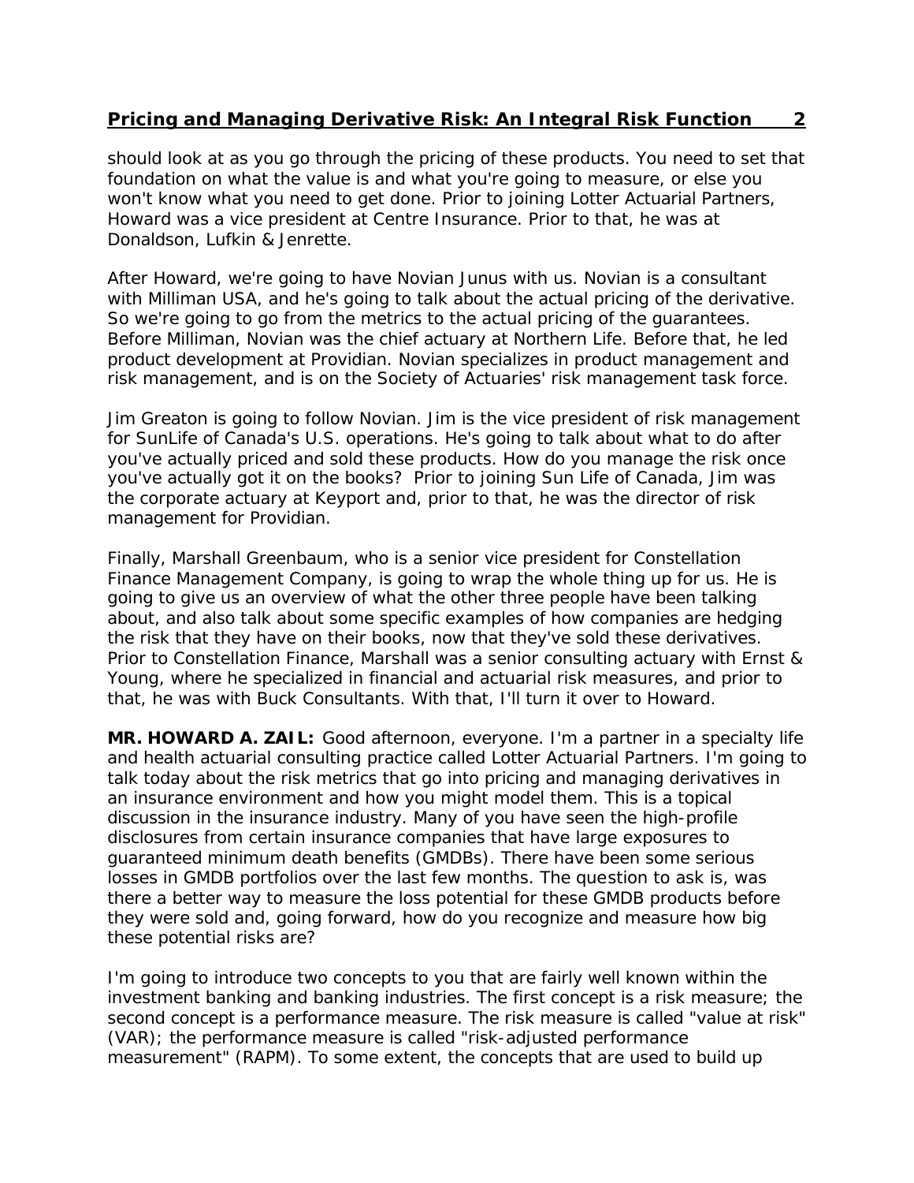should look at as you go through the pricing of these products. You need to set that foundation on what the value is and what you're going to measure, or else you won't know what you need to get done. Prior to joining Lotter Actuarial Partners, Howard was a vice president at Centre Insurance. Prior to that, he was at Donaldson, Lufkin & Jenrette.

After Howard, we're going to have Novian Junus with us. Novian is a consultant with Milliman USA, and he's going to talk about the actual pricing of the derivative. So we're going to go from the metrics to the actual pricing of the guarantees. Before Milliman, Novian was the chief actuary at Northern Life. Before that, he led product development at Providian. Novian specializes in product management and risk management, and is on the Society of Actuaries' risk management task force.

Jim Greaton is going to follow Novian. Jim is the vice president of risk management for SunLife of Canada's U.S. operations. He's going to talk about what to do after you've actually priced and sold these products. How do you manage the risk once you've actually got it on the books? Prior to joining Sun Life of Canada, Jim was the corporate actuary at Keyport and, prior to that, he was the director of risk management for Providian.

Finally, Marshall Greenbaum, who is a senior vice president for Constellation Finance Management Company, is going to wrap the whole thing up for us. He is going to give us an overview of what the other three people have been talking about, and also talk about some specific examples of how companies are hedging the risk that they have on their books, now that they've sold these derivatives. Prior to Constellation Finance, Marshall was a senior consulting actuary with Ernst & Young, where he specialized in financial and actuarial risk measures, and prior to that, he was with Buck Consultants. With that, I'll turn it over to Howard.

**MR. HOWARD A. ZAIL:** Good afternoon, everyone. I'm a partner in a specialty life and health actuarial consulting practice called Lotter Actuarial Partners. I'm going to talk today about the risk metrics that go into pricing and managing derivatives in an insurance environment and how you might model them. This is a topical discussion in the insurance industry. Many of you have seen the high-profile disclosures from certain insurance companies that have large exposures to guaranteed minimum death benefits (GMDBs). There have been some serious losses in GMDB portfolios over the last few months. The question to ask is, was there a better way to measure the loss potential for these GMDB products before they were sold and, going forward, how do you recognize and measure how big these potential risks are?

I'm going to introduce two concepts to you that are fairly well known within the investment banking and banking industries. The first concept is a risk measure; the second concept is a performance measure. The risk measure is called "value at risk" (VAR); the performance measure is called "risk-adjusted performance measurement" (RAPM). To some extent, the concepts that are used to build up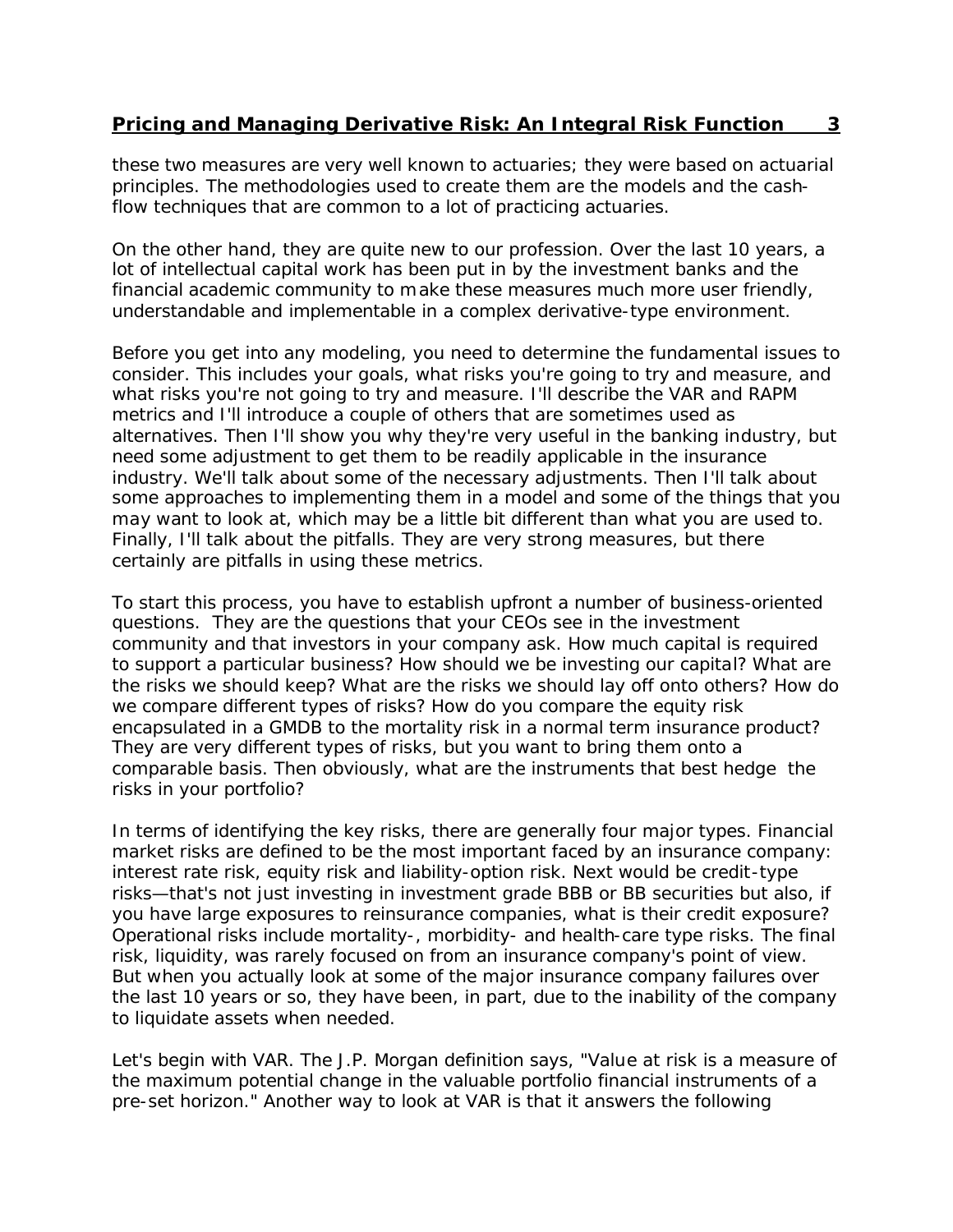these two measures are very well known to actuaries; they were based on actuarial principles. The methodologies used to create them are the models and the cash-flow techniques that are common to a lot of practicing actuaries.

On the other hand, they are quite new to our profession. Over the last 10 years, a lot of intellectual capital work has been put in by the investment banks and the financial academic community to make these measures much more user friendly, understandable and implementable in a complex derivative-type environment.

Before you get into any modeling, you need to determine the fundamental issues to consider. This includes your goals, what risks you're going to try and measure, and what risks you're not going to try and measure. I'll describe the VAR and RAPM metrics and I'll introduce a couple of others that are sometimes used as alternatives. Then I'll show you why they're very useful in the banking industry, but need some adjustment to get them to be readily applicable in the insurance industry. We'll talk about some of the necessary adjustments. Then I'll talk about some approaches to implementing them in a model and some of the things that you may want to look at, which may be a little bit different than what you are used to. Finally, I'll talk about the pitfalls. They are very strong measures, but there certainly are pitfalls in using these metrics.

To start this process, you have to establish upfront a number of business-oriented questions. They are the questions that your CEOs see in the investment community and that investors in your company ask. How much capital is required to support a particular business? How should we be investing our capital? What are the risks we should keep? What are the risks we should lay off onto others? How do we compare different types of risks? How do you compare the equity risk encapsulated in a GMDB to the mortality risk in a normal term insurance product? They are very different types of risks, but you want to bring them onto a comparable basis. Then obviously, what are the instruments that best hedge the risks in your portfolio?

In terms of identifying the key risks, there are generally four major types. Financial market risks are defined to be the most important faced by an insurance company: interest rate risk, equity risk and liability-option risk. Next would be credit-type risks—that's not just investing in investment grade BBB or BB securities but also, if you have large exposures to reinsurance companies, what is their credit exposure? Operational risks include mortality-, morbidity- and health-care type risks. The final risk, liquidity, was rarely focused on from an insurance company's point of view. But when you actually look at some of the major insurance company failures over the last 10 years or so, they have been, in part, due to the inability of the company to liquidate assets when needed.

Let's begin with VAR. The J.P. Morgan definition says, "Value at risk is a measure of the maximum potential change in the valuable portfolio financial instruments of a pre-set horizon." Another way to look at VAR is that it answers the following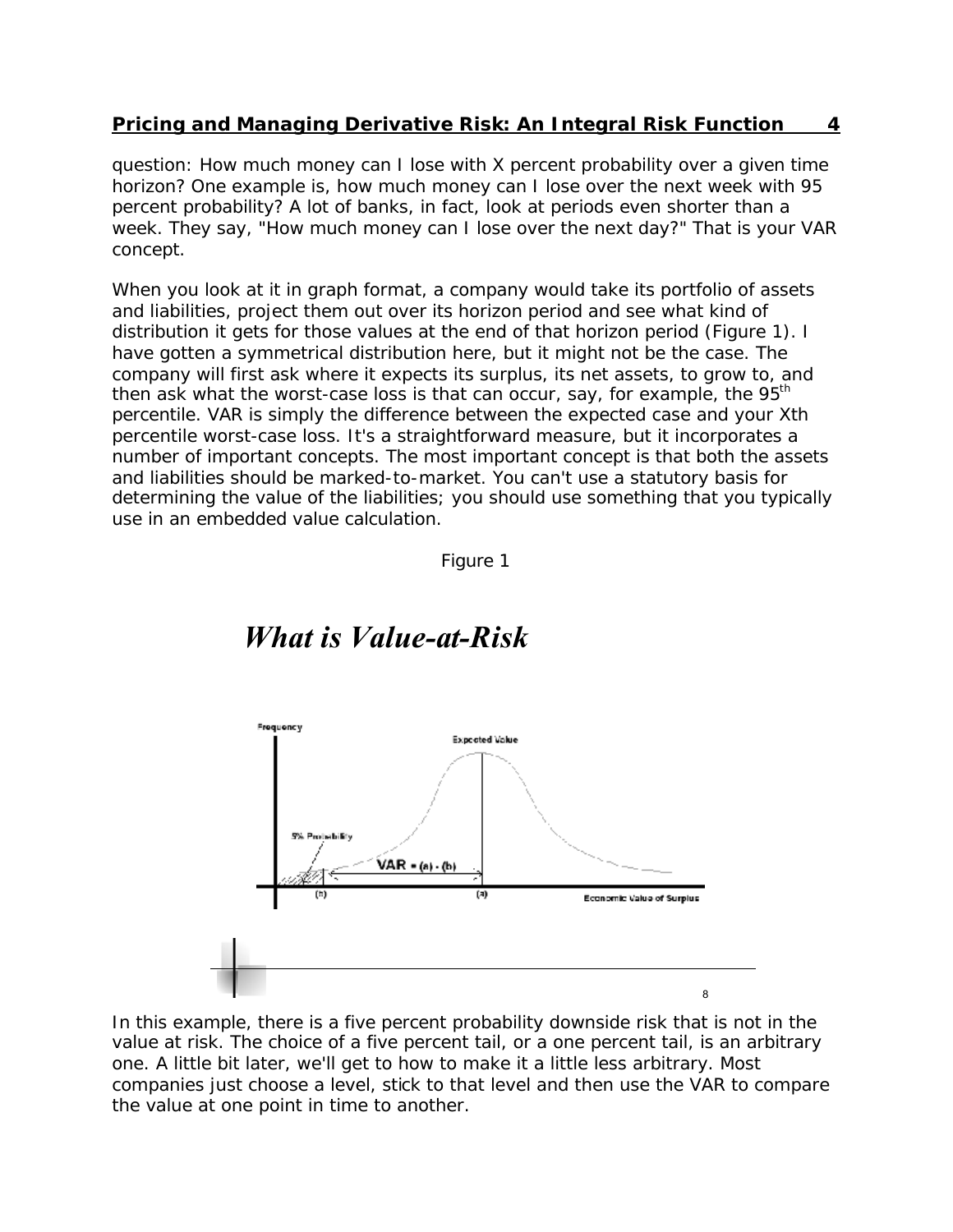question: How much money can I lose with X percent probability over a given time horizon? One example is, how much money can I lose over the next week with 95 percent probability? A lot of banks, in fact, look at periods even shorter than a week. They say, "How much money can I lose over the next day?" That is your VAR concept.

When you look at it in graph format, a company would take its portfolio of assets and liabilities, project them out over its horizon period and see what kind of distribution it gets for those values at the end of that horizon period (Figure 1). I have gotten a symmetrical distribution here, but it might not be the case. The company will first ask where it expects its surplus, its net assets, to grow to, and then ask what the worst-case loss is that can occur, say, for example, the 95th percentile. VAR is simply the difference between the expected case and your Xth percentile worst-case loss. It's a straightforward measure, but it incorporates a number of important concepts. The most important concept is that both the assets and liabilities should be marked-to-market. You can't use a statutory basis for determining the value of the liabilities; you should use something that you typically use in an embedded value calculation.

Figure 1

*What is Value-at-Risk*

Frequency

Expected Value

5% Probability

VAR = (a) - (b)

(b) (a) Economic Value of Surplus

In this example, there is a five percent probability downside risk that is not in the value at risk. The choice of a five percent tail, or a one percent tail, is an arbitrary one. A little bit later, we'll get to how to make it a little less arbitrary. Most companies just choose a level, stick to that level and then use the VAR to compare the value at one point in time to another.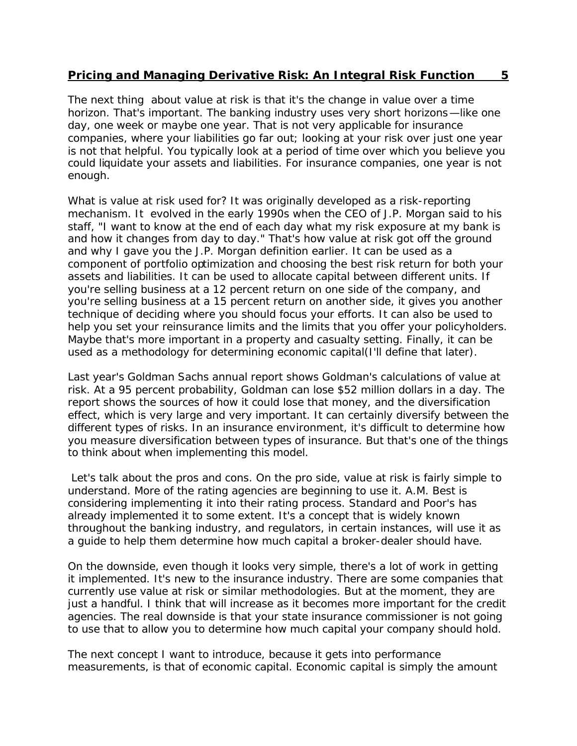The next thing about value at risk is that it's the change in value over a time horizon. That's important. The banking industry uses very short horizons—like one day, one week or maybe one year. That is not very applicable for insurance companies, where your liabilities go far out; looking at your risk over just one year is not that helpful. You typically look at a period of time over which you believe you could liquidate your assets and liabilities. For insurance companies, one year is not enough.

What is value at risk used for? It was originally developed as a risk-reporting mechanism. It evolved in the early 1990s when the CEO of J.P. Morgan said to his staff, "I want to know at the end of each day what my risk exposure at my bank is and how it changes from day to day." That's how value at risk got off the ground and why I gave you the J.P. Morgan definition earlier. It can be used as a component of portfolio optimization and choosing the best risk return for both your assets and liabilities. It can be used to allocate capital between different units. If you're selling business at a 12 percent return on one side of the company, and you're selling business at a 15 percent return on another side, it gives you another technique of deciding where you should focus your efforts. It can also be used to help you set your reinsurance limits and the limits that you offer your policyholders. Maybe that's more important in a property and casualty setting. Finally, it can be used as a methodology for determining economic capital(I'll define that later).

Last year's Goldman Sachs annual report shows Goldman's calculations of value at risk. At a 95 percent probability, Goldman can lose $52 million dollars in a day. The report shows the sources of how it could lose that money, and the diversification effect, which is very large and very important. It can certainly diversify between the different types of risks. In an insurance environment, it's difficult to determine how you measure diversification between types of insurance. But that's one of the things to think about when implementing this model.

Let's talk about the pros and cons. On the pro side, value at risk is fairly simple to understand. More of the rating agencies are beginning to use it. A.M. Best is considering implementing it into their rating process. Standard and Poor's has already implemented it to some extent. It's a concept that is widely known throughout the banking industry, and regulators, in certain instances, will use it as a guide to help them determine how much capital a broker-dealer should have.

On the downside, even though it looks very simple, there's a lot of work in getting it implemented. It's new to the insurance industry. There are some companies that currently use value at risk or similar methodologies. But at the moment, they are just a handful. I think that will increase as it becomes more important for the credit agencies. The real downside is that your state insurance commissioner is not going to use that to allow you to determine how much capital your company should hold.

The next concept I want to introduce, because it gets into performance measurements, is that of economic capital. Economic capital is simply the amount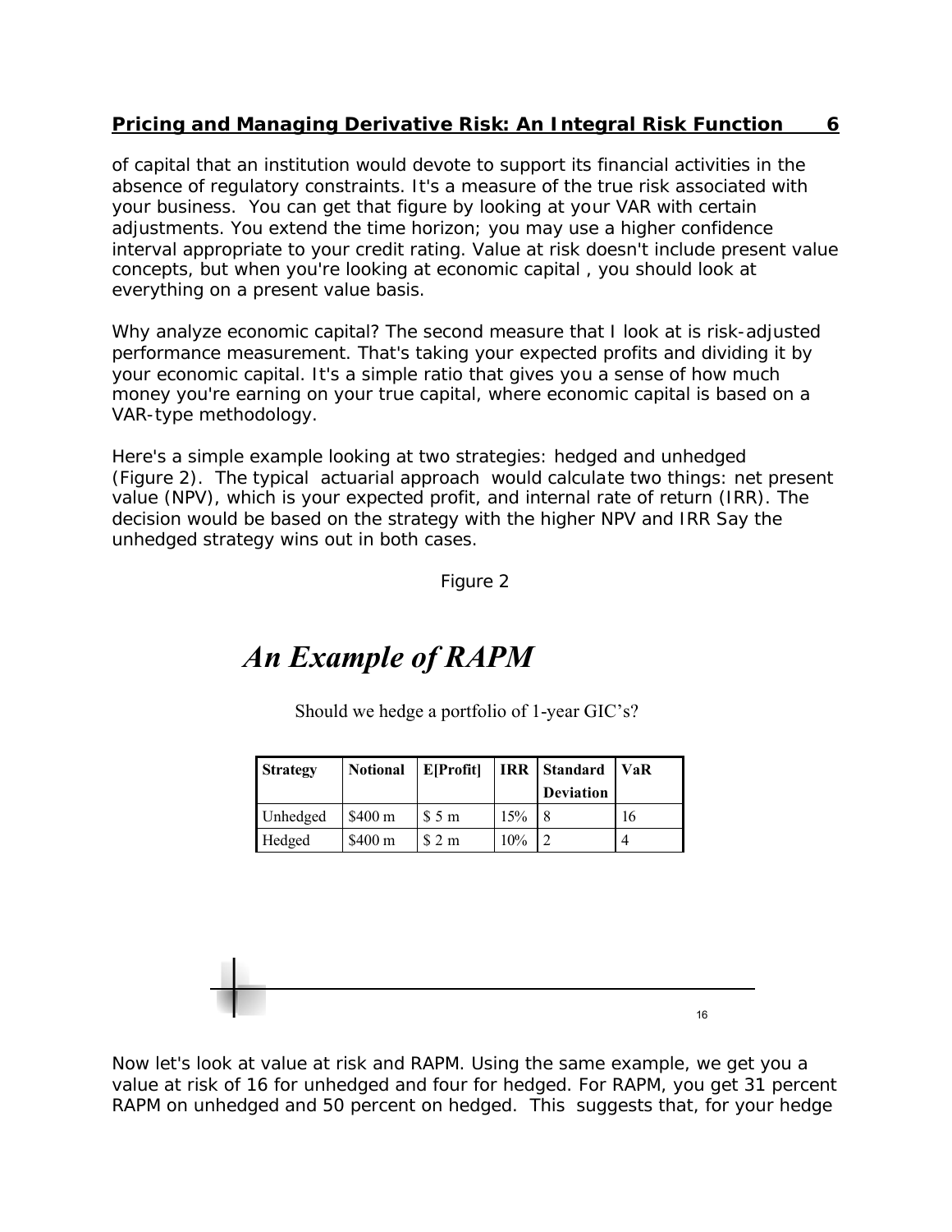of capital that an institution would devote to support its financial activities in the absence of regulatory constraints. It's a measure of the true risk associated with your business. You can get that figure by looking at your VAR with certain adjustments. You extend the time horizon; you may use a higher confidence interval appropriate to your credit rating. Value at risk doesn't include present value concepts, but when you're looking at economic capital , you should look at everything on a present value basis.

Why analyze economic capital? The second measure that I look at is risk-adjusted performance measurement. That's taking your expected profits and dividing it by your economic capital. It's a simple ratio that gives you a sense of how much money you're earning on your true capital, where economic capital is based on a VAR-type methodology.

Here's a simple example looking at two strategies: hedged and unhedged (Figure 2). The typical actuarial approach would calculate two things: net present value (NPV), which is your expected profit, and internal rate of return (IRR). The decision would be based on the strategy with the higher NPV and IRR Say the unhedged strategy wins out in both cases.

Figure 2

## *An Example of RAPM*

Should we hedge a portfolio of 1-year GIC's?

| Strategy | Notional | E[Profit] | IRR | Standard Deviation | VaR |
|---|---|---|---|---|---|
| Unhedged | $400 m | $ 5 m | 15% | 8 | 16 |
| Hedged | $400 m | $ 2 m | 10% | 2 | 4 |

Now let's look at value at risk and RAPM. Using the same example, we get you a value at risk of 16 for unhedged and four for hedged. For RAPM, you get 31 percent RAPM on unhedged and 50 percent on hedged. This suggests that, for your hedge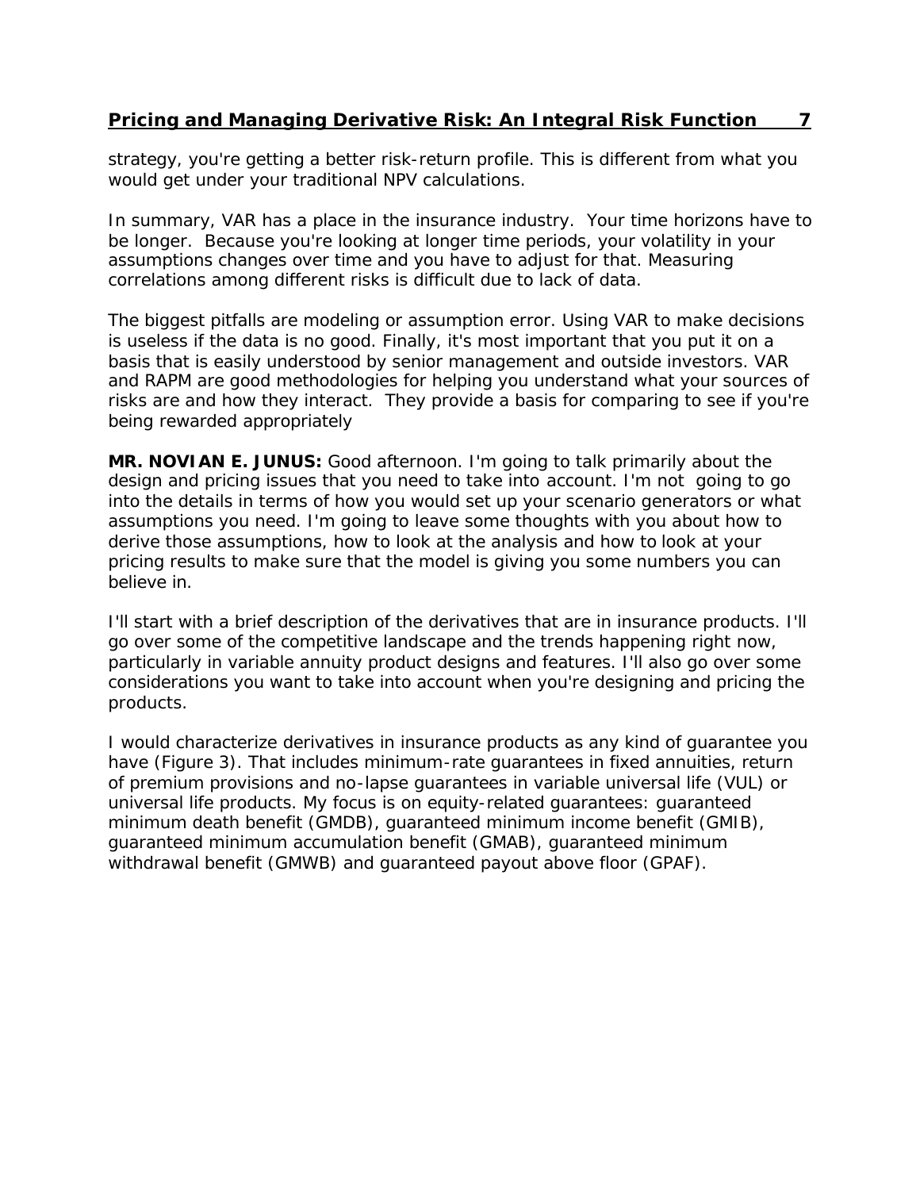strategy, you're getting a better risk-return profile. This is different from what you would get under your traditional NPV calculations.

In summary, VAR has a place in the insurance industry. Your time horizons have to be longer. Because you're looking at longer time periods, your volatility in your assumptions changes over time and you have to adjust for that. Measuring correlations among different risks is difficult due to lack of data.

The biggest pitfalls are modeling or assumption error. Using VAR to make decisions is useless if the data is no good. Finally, it's most important that you put it on a basis that is easily understood by senior management and outside investors. VAR and RAPM are good methodologies for helping you understand what your sources of risks are and how they interact. They provide a basis for comparing to see if you're being rewarded appropriately

**MR. NOVIAN E. JUNUS:** Good afternoon. I'm going to talk primarily about the design and pricing issues that you need to take into account. I'm not going to go into the details in terms of how you would set up your scenario generators or what assumptions you need. I'm going to leave some thoughts with you about how to derive those assumptions, how to look at the analysis and how to look at your pricing results to make sure that the model is giving you some numbers you can believe in.

I'll start with a brief description of the derivatives that are in insurance products. I'll go over some of the competitive landscape and the trends happening right now, particularly in variable annuity product designs and features. I'll also go over some considerations you want to take into account when you're designing and pricing the products.

I would characterize derivatives in insurance products as any kind of guarantee you have (Figure 3). That includes minimum-rate guarantees in fixed annuities, return of premium provisions and no-lapse guarantees in variable universal life (VUL) or universal life products. My focus is on equity-related guarantees: guaranteed minimum death benefit (GMDB), guaranteed minimum income benefit (GMIB), guaranteed minimum accumulation benefit (GMAB), guaranteed minimum withdrawal benefit (GMWB) and guaranteed payout above floor (GPAF).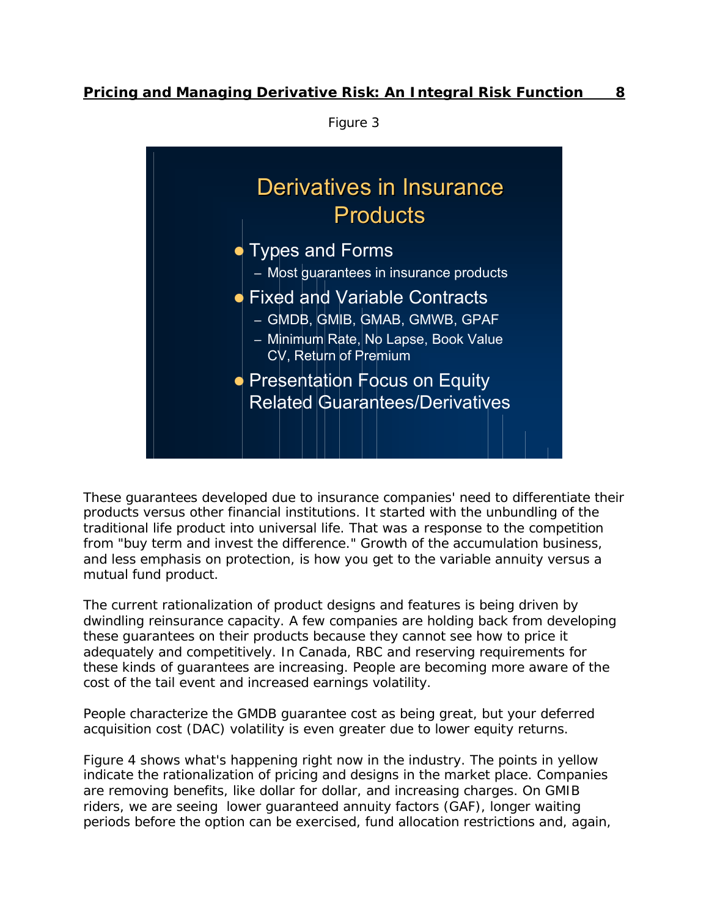Figure 3

**Derivatives in Insurance Products**

- Types and Forms
  - Most guarantees in insurance products
- Fixed and Variable Contracts
  - GMDB, GMIB, GMAB, GMWB, GPAF
  - Minimum Rate, No Lapse, Book Value CV, Return of Premium
- Presentation Focus on Equity Related Guarantees/Derivatives

These guarantees developed due to insurance companies' need to differentiate their products versus other financial institutions. It started with the unbundling of the traditional life product into universal life. That was a response to the competition from "buy term and invest the difference." Growth of the accumulation business, and less emphasis on protection, is how you get to the variable annuity versus a mutual fund product.

The current rationalization of product designs and features is being driven by dwindling reinsurance capacity. A few companies are holding back from developing these guarantees on their products because they cannot see how to price it adequately and competitively. In Canada, RBC and reserving requirements for these kinds of guarantees are increasing. People are becoming more aware of the cost of the tail event and increased earnings volatility.

People characterize the GMDB guarantee cost as being great, but your deferred acquisition cost (DAC) volatility is even greater due to lower equity returns.

Figure 4 shows what's happening right now in the industry. The points in yellow indicate the rationalization of pricing and designs in the market place. Companies are removing benefits, like dollar for dollar, and increasing charges. On GMIB riders, we are seeing lower guaranteed annuity factors (GAF), longer waiting periods before the option can be exercised, fund allocation restrictions and, again,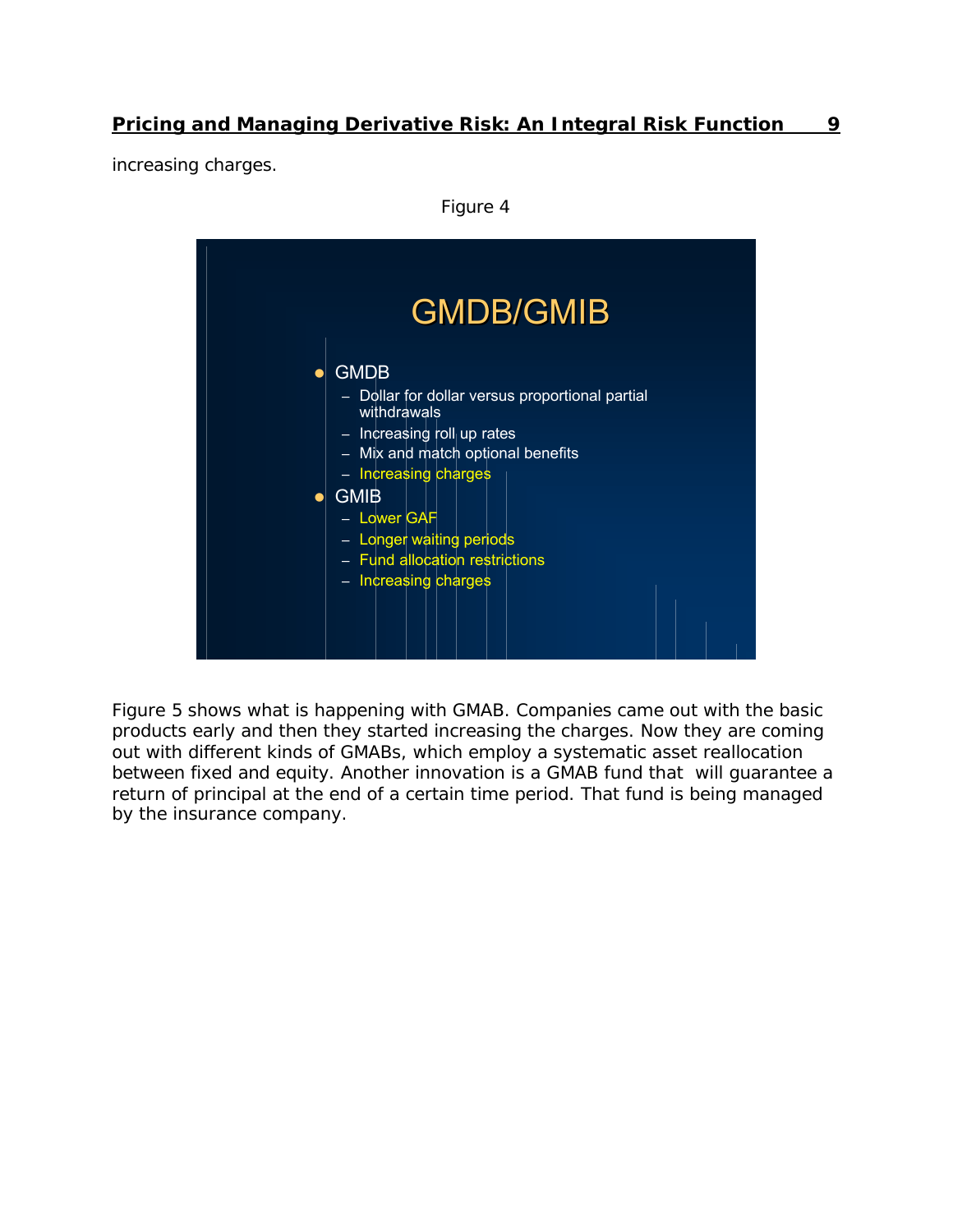increasing charges.

Figure 4

GMDB/GMIB

- GMDB
  - Dollar for dollar versus proportional partial withdrawals
  - Increasing roll up rates
  - Mix and match optional benefits
  - Increasing charges
- GMIB
  - Lower GAF
  - Longer waiting periods
  - Fund allocation restrictions
  - Increasing charges

Figure 5 shows what is happening with GMAB. Companies came out with the basic products early and then they started increasing the charges. Now they are coming out with different kinds of GMABs, which employ a systematic asset reallocation between fixed and equity. Another innovation is a GMAB fund that will guarantee a return of principal at the end of a certain time period. That fund is being managed by the insurance company.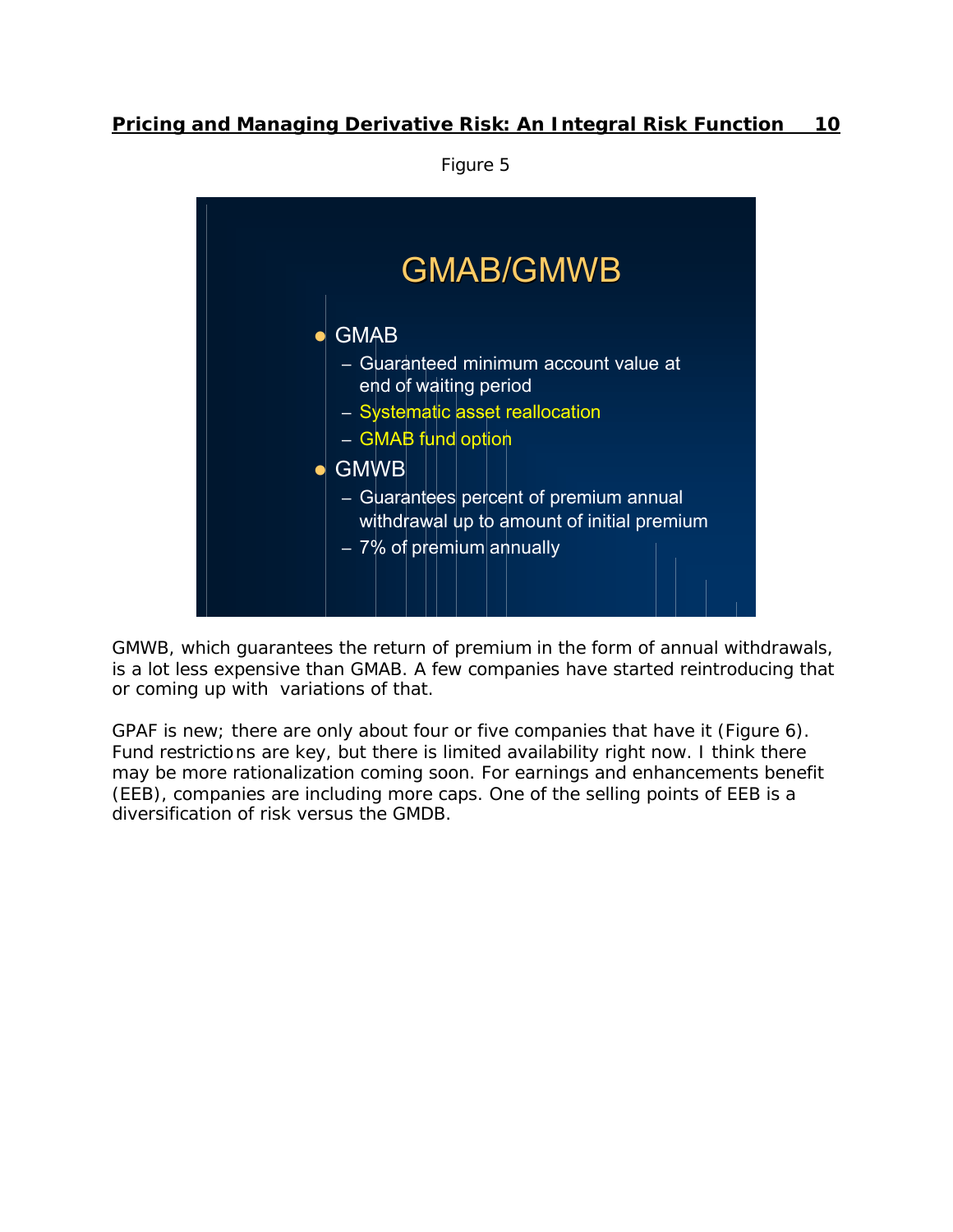Figure 5

## GMAB/GMWB

- GMAB
  - Guaranteed minimum account value at end of waiting period
  - Systematic asset reallocation
  - GMAB fund option
- GMWB
  - Guarantees percent of premium annual withdrawal up to amount of initial premium
  - 7% of premium annually

GMWB, which guarantees the return of premium in the form of annual withdrawals, is a lot less expensive than GMAB. A few companies have started reintroducing that or coming up with variations of that.

GPAF is new; there are only about four or five companies that have it (Figure 6). Fund restrictions are key, but there is limited availability right now. I think there may be more rationalization coming soon. For earnings and enhancements benefit (EEB), companies are including more caps. One of the selling points of EEB is a diversification of risk versus the GMDB.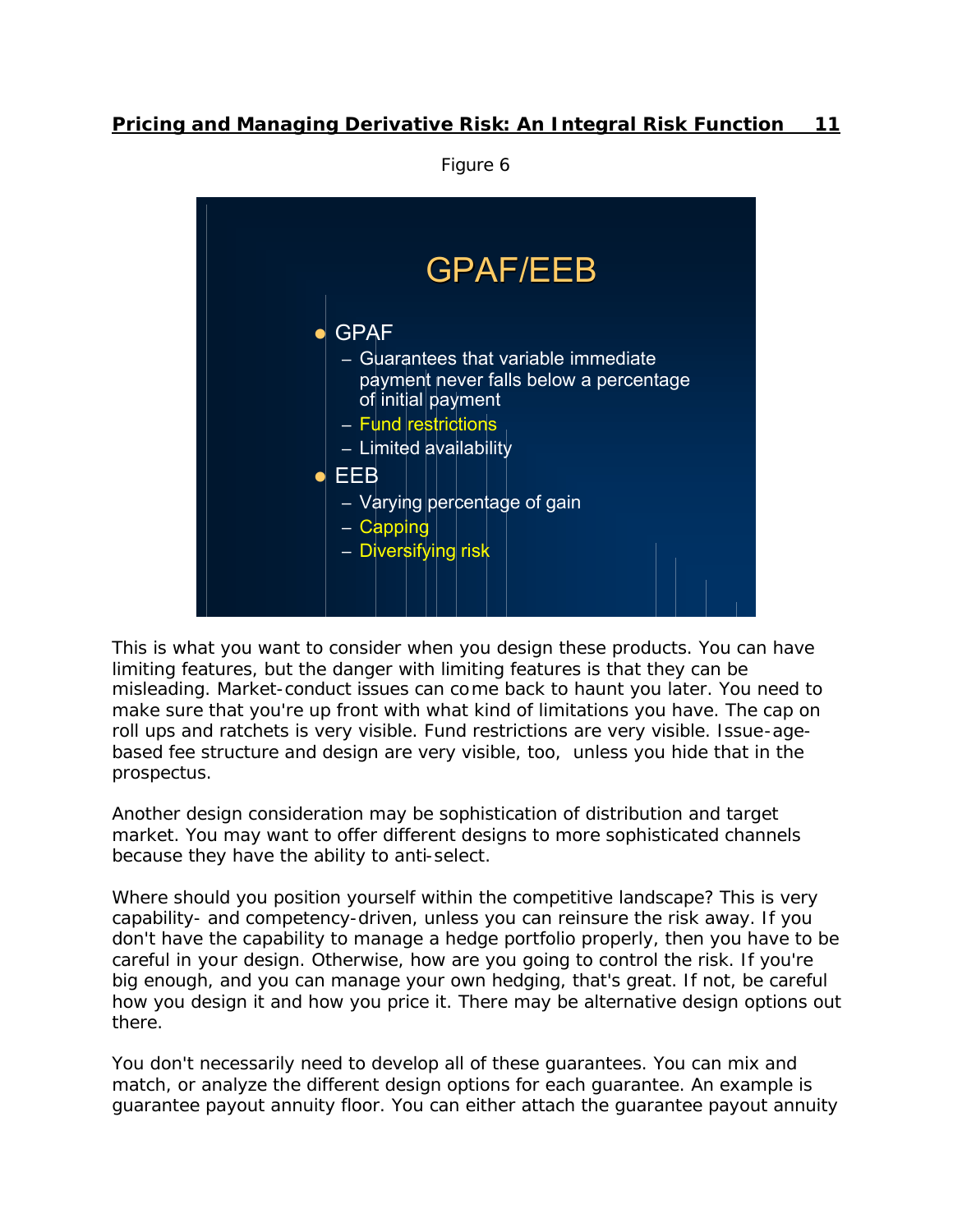Figure 6

**GPAF/EEB**

- GPAF
  - Guarantees that variable immediate payment never falls below a percentage of initial payment
  - Fund restrictions
  - Limited availability
- EEB
  - Varying percentage of gain
  - Capping
  - Diversifying risk

This is what you want to consider when you design these products. You can have limiting features, but the danger with limiting features is that they can be misleading. Market-conduct issues can come back to haunt you later. You need to make sure that you're up front with what kind of limitations you have. The cap on roll ups and ratchets is very visible. Fund restrictions are very visible. Issue-age-based fee structure and design are very visible, too, unless you hide that in the prospectus.

Another design consideration may be sophistication of distribution and target market. You may want to offer different designs to more sophisticated channels because they have the ability to anti-select.

Where should you position yourself within the competitive landscape? This is very capability- and competency-driven, unless you can reinsure the risk away. If you don't have the capability to manage a hedge portfolio properly, then you have to be careful in your design. Otherwise, how are you going to control the risk. If you're big enough, and you can manage your own hedging, that's great. If not, be careful how you design it and how you price it. There may be alternative design options out there.

You don't necessarily need to develop all of these guarantees. You can mix and match, or analyze the different design options for each guarantee. An example is guarantee payout annuity floor. You can either attach the guarantee payout annuity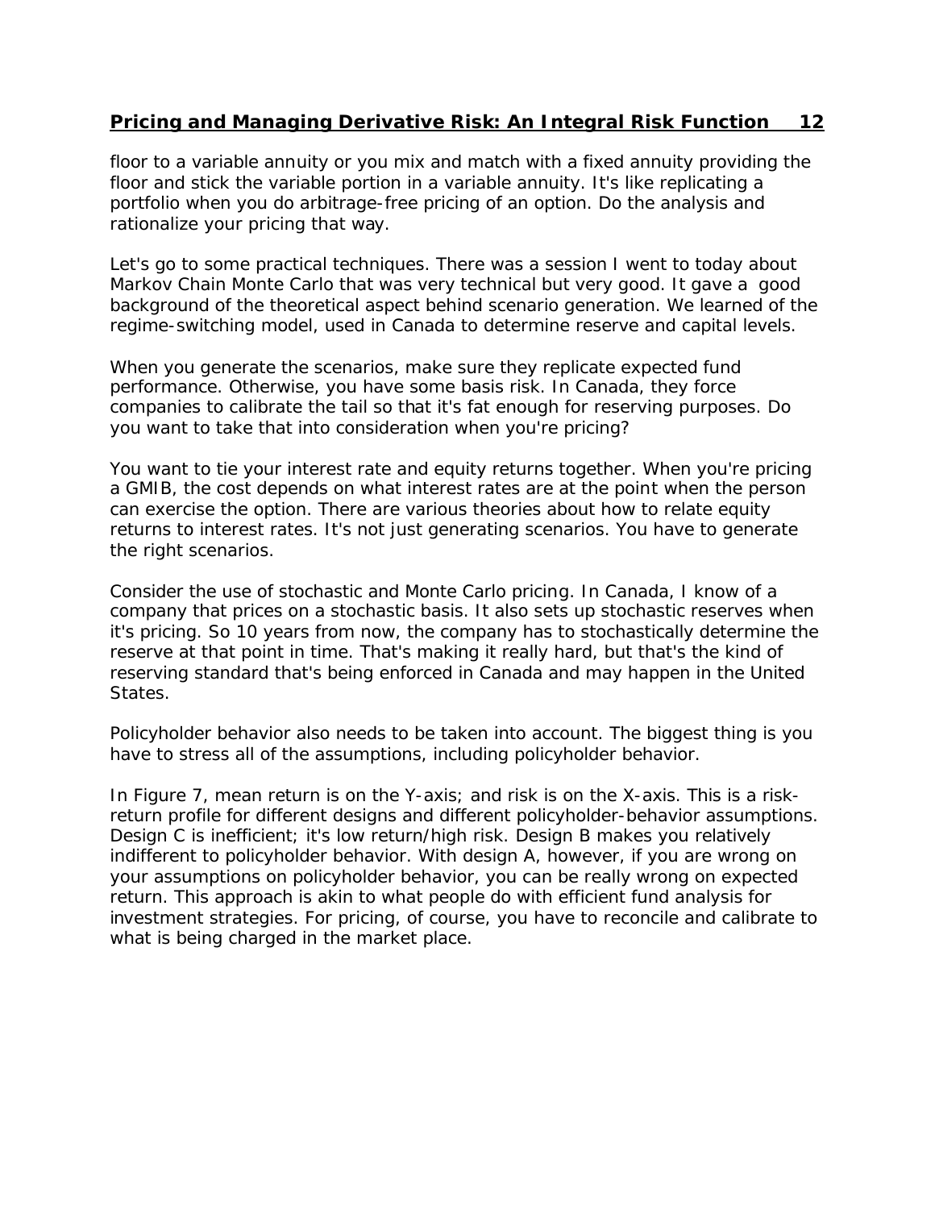floor to a variable annuity or you mix and match with a fixed annuity providing the floor and stick the variable portion in a variable annuity. It's like replicating a portfolio when you do arbitrage-free pricing of an option. Do the analysis and rationalize your pricing that way.

Let's go to some practical techniques. There was a session I went to today about Markov Chain Monte Carlo that was very technical but very good. It gave a good background of the theoretical aspect behind scenario generation. We learned of the regime-switching model, used in Canada to determine reserve and capital levels.

When you generate the scenarios, make sure they replicate expected fund performance. Otherwise, you have some basis risk. In Canada, they force companies to calibrate the tail so that it's fat enough for reserving purposes. Do you want to take that into consideration when you're pricing?

You want to tie your interest rate and equity returns together. When you're pricing a GMIB, the cost depends on what interest rates are at the point when the person can exercise the option. There are various theories about how to relate equity returns to interest rates. It's not just generating scenarios. You have to generate the right scenarios.

Consider the use of stochastic and Monte Carlo pricing. In Canada, I know of a company that prices on a stochastic basis. It also sets up stochastic reserves when it's pricing. So 10 years from now, the company has to stochastically determine the reserve at that point in time. That's making it really hard, but that's the kind of reserving standard that's being enforced in Canada and may happen in the United States.

Policyholder behavior also needs to be taken into account. The biggest thing is you have to stress all of the assumptions, including policyholder behavior.

In Figure 7, mean return is on the Y-axis; and risk is on the X-axis. This is a risk-return profile for different designs and different policyholder-behavior assumptions. Design C is inefficient; it's low return/high risk. Design B makes you relatively indifferent to policyholder behavior. With design A, however, if you are wrong on your assumptions on policyholder behavior, you can be really wrong on expected return. This approach is akin to what people do with efficient fund analysis for investment strategies. For pricing, of course, you have to reconcile and calibrate to what is being charged in the market place.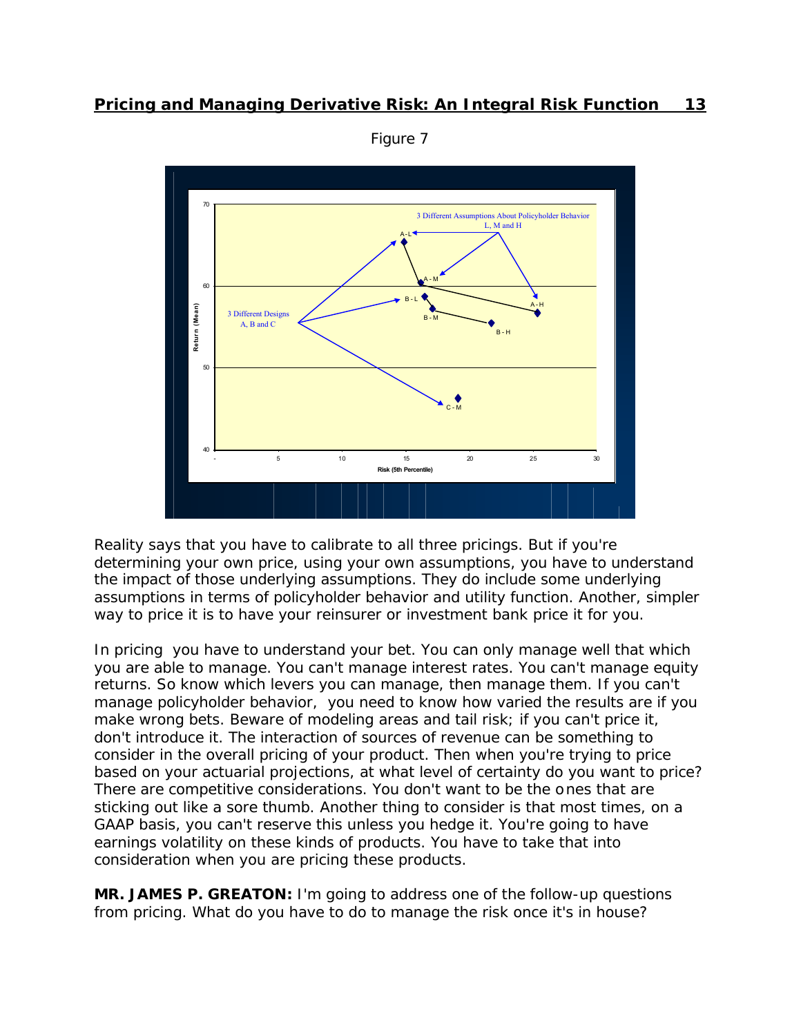Figure 7

Reality says that you have to calibrate to all three pricings. But if you're determining your own price, using your own assumptions, you have to understand the impact of those underlying assumptions. They do include some underlying assumptions in terms of policyholder behavior and utility function. Another, simpler way to price it is to have your reinsurer or investment bank price it for you.

In pricing you have to understand your bet. You can only manage well that which you are able to manage. You can't manage interest rates. You can't manage equity returns. So know which levers you can manage, then manage them. If you can't manage policyholder behavior, you need to know how varied the results are if you make wrong bets. Beware of modeling areas and tail risk; if you can't price it, don't introduce it. The interaction of sources of revenue can be something to consider in the overall pricing of your product. Then when you're trying to price based on your actuarial projections, at what level of certainty do you want to price? There are competitive considerations. You don't want to be the ones that are sticking out like a sore thumb. Another thing to consider is that most times, on a GAAP basis, you can't reserve this unless you hedge it. You're going to have earnings volatility on these kinds of products. You have to take that into consideration when you are pricing these products.

**MR. JAMES P. GREATON:** I'm going to address one of the follow-up questions from pricing. What do you have to do to manage the risk once it's in house?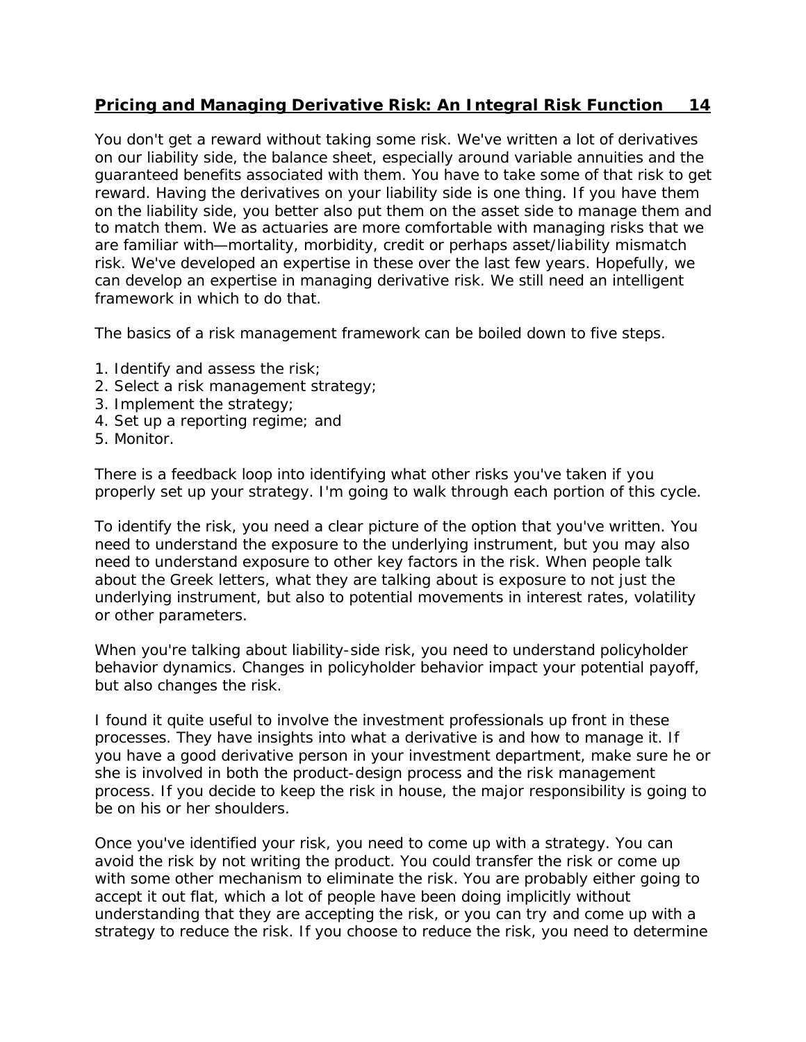You don't get a reward without taking some risk. We've written a lot of derivatives on our liability side, the balance sheet, especially around variable annuities and the guaranteed benefits associated with them. You have to take some of that risk to get reward. Having the derivatives on your liability side is one thing. If you have them on the liability side, you better also put them on the asset side to manage them and to match them. We as actuaries are more comfortable with managing risks that we are familiar with—mortality, morbidity, credit or perhaps asset/liability mismatch risk. We've developed an expertise in these over the last few years. Hopefully, we can develop an expertise in managing derivative risk. We still need an intelligent framework in which to do that.

The basics of a risk management framework can be boiled down to five steps.

1. Identify and assess the risk;
2. Select a risk management strategy;
3. Implement the strategy;
4. Set up a reporting regime; and
5. Monitor.

There is a feedback loop into identifying what other risks you've taken if you properly set up your strategy. I'm going to walk through each portion of this cycle.

To identify the risk, you need a clear picture of the option that you've written. You need to understand the exposure to the underlying instrument, but you may also need to understand exposure to other key factors in the risk. When people talk about the Greek letters, what they are talking about is exposure to not just the underlying instrument, but also to potential movements in interest rates, volatility or other parameters.

When you're talking about liability-side risk, you need to understand policyholder behavior dynamics. Changes in policyholder behavior impact your potential payoff, but also changes the risk.

I found it quite useful to involve the investment professionals up front in these processes. They have insights into what a derivative is and how to manage it. If you have a good derivative person in your investment department, make sure he or she is involved in both the product-design process and the risk management process. If you decide to keep the risk in house, the major responsibility is going to be on his or her shoulders.

Once you've identified your risk, you need to come up with a strategy. You can avoid the risk by not writing the product. You could transfer the risk or come up with some other mechanism to eliminate the risk. You are probably either going to accept it out flat, which a lot of people have been doing implicitly without understanding that they are accepting the risk, or you can try and come up with a strategy to reduce the risk. If you choose to reduce the risk, you need to determine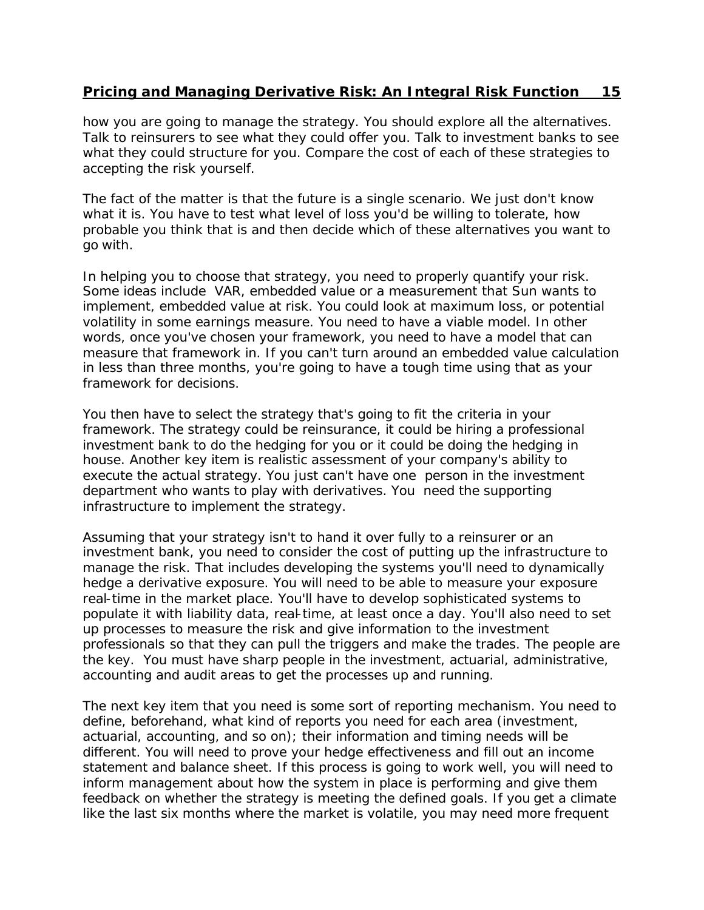how you are going to manage the strategy. You should explore all the alternatives. Talk to reinsurers to see what they could offer you. Talk to investment banks to see what they could structure for you. Compare the cost of each of these strategies to accepting the risk yourself.

The fact of the matter is that the future is a single scenario. We just don't know what it is. You have to test what level of loss you'd be willing to tolerate, how probable you think that is and then decide which of these alternatives you want to go with.

In helping you to choose that strategy, you need to properly quantify your risk. Some ideas include VAR, embedded value or a measurement that Sun wants to implement, embedded value at risk. You could look at maximum loss, or potential volatility in some earnings measure. You need to have a viable model. In other words, once you've chosen your framework, you need to have a model that can measure that framework in. If you can't turn around an embedded value calculation in less than three months, you're going to have a tough time using that as your framework for decisions.

You then have to select the strategy that's going to fit the criteria in your framework. The strategy could be reinsurance, it could be hiring a professional investment bank to do the hedging for you or it could be doing the hedging in house. Another key item is realistic assessment of your company's ability to execute the actual strategy. You just can't have one person in the investment department who wants to play with derivatives. You need the supporting infrastructure to implement the strategy.

Assuming that your strategy isn't to hand it over fully to a reinsurer or an investment bank, you need to consider the cost of putting up the infrastructure to manage the risk. That includes developing the systems you'll need to dynamically hedge a derivative exposure. You will need to be able to measure your exposure real-time in the market place. You'll have to develop sophisticated systems to populate it with liability data, real-time, at least once a day. You'll also need to set up processes to measure the risk and give information to the investment professionals so that they can pull the triggers and make the trades. The people are the key. You must have sharp people in the investment, actuarial, administrative, accounting and audit areas to get the processes up and running.

The next key item that you need is some sort of reporting mechanism. You need to define, beforehand, what kind of reports you need for each area (investment, actuarial, accounting, and so on); their information and timing needs will be different. You will need to prove your hedge effectiveness and fill out an income statement and balance sheet. If this process is going to work well, you will need to inform management about how the system in place is performing and give them feedback on whether the strategy is meeting the defined goals. If you get a climate like the last six months where the market is volatile, you may need more frequent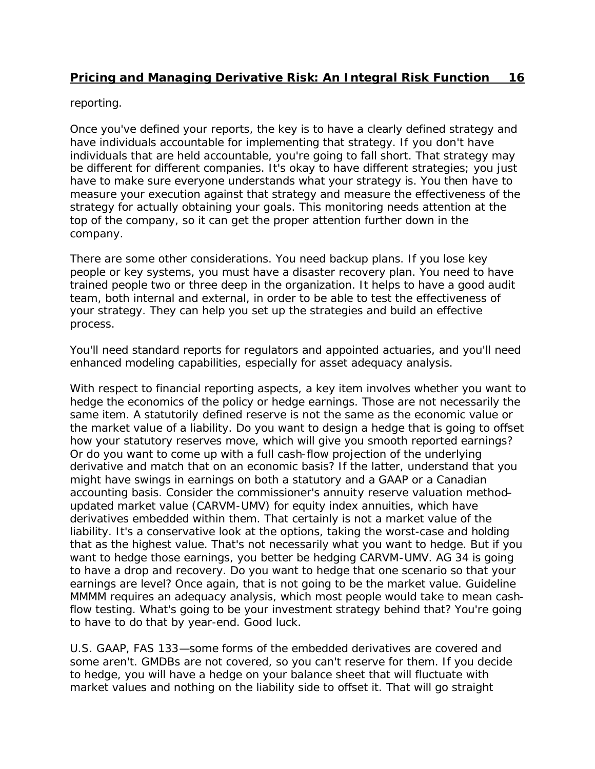reporting.

Once you've defined your reports, the key is to have a clearly defined strategy and have individuals accountable for implementing that strategy. If you don't have individuals that are held accountable, you're going to fall short. That strategy may be different for different companies. It's okay to have different strategies; you just have to make sure everyone understands what your strategy is. You then have to measure your execution against that strategy and measure the effectiveness of the strategy for actually obtaining your goals. This monitoring needs attention at the top of the company, so it can get the proper attention further down in the company.

There are some other considerations. You need backup plans. If you lose key people or key systems, you must have a disaster recovery plan. You need to have trained people two or three deep in the organization. It helps to have a good audit team, both internal and external, in order to be able to test the effectiveness of your strategy. They can help you set up the strategies and build an effective process.

You'll need standard reports for regulators and appointed actuaries, and you'll need enhanced modeling capabilities, especially for asset adequacy analysis.

With respect to financial reporting aspects, a key item involves whether you want to hedge the economics of the policy or hedge earnings. Those are not necessarily the same item. A statutorily defined reserve is not the same as the economic value or the market value of a liability. Do you want to design a hedge that is going to offset how your statutory reserves move, which will give you smooth reported earnings? Or do you want to come up with a full cash-flow projection of the underlying derivative and match that on an economic basis? If the latter, understand that you might have swings in earnings on both a statutory and a GAAP or a Canadian accounting basis. Consider the commissioner's annuity reserve valuation method—updated market value (CARVM-UMV) for equity index annuities, which have derivatives embedded within them. That certainly is not a market value of the liability. It's a conservative look at the options, taking the worst-case and holding that as the highest value. That's not necessarily what you want to hedge. But if you want to hedge those earnings, you better be hedging CARVM-UMV. AG 34 is going to have a drop and recovery. Do you want to hedge that one scenario so that your earnings are level? Once again, that is not going to be the market value. Guideline MMMM requires an adequacy analysis, which most people would take to mean cash-flow testing. What's going to be your investment strategy behind that? You're going to have to do that by year-end. Good luck.

U.S. GAAP, FAS 133—some forms of the embedded derivatives are covered and some aren't. GMDBs are not covered, so you can't reserve for them. If you decide to hedge, you will have a hedge on your balance sheet that will fluctuate with market values and nothing on the liability side to offset it. That will go straight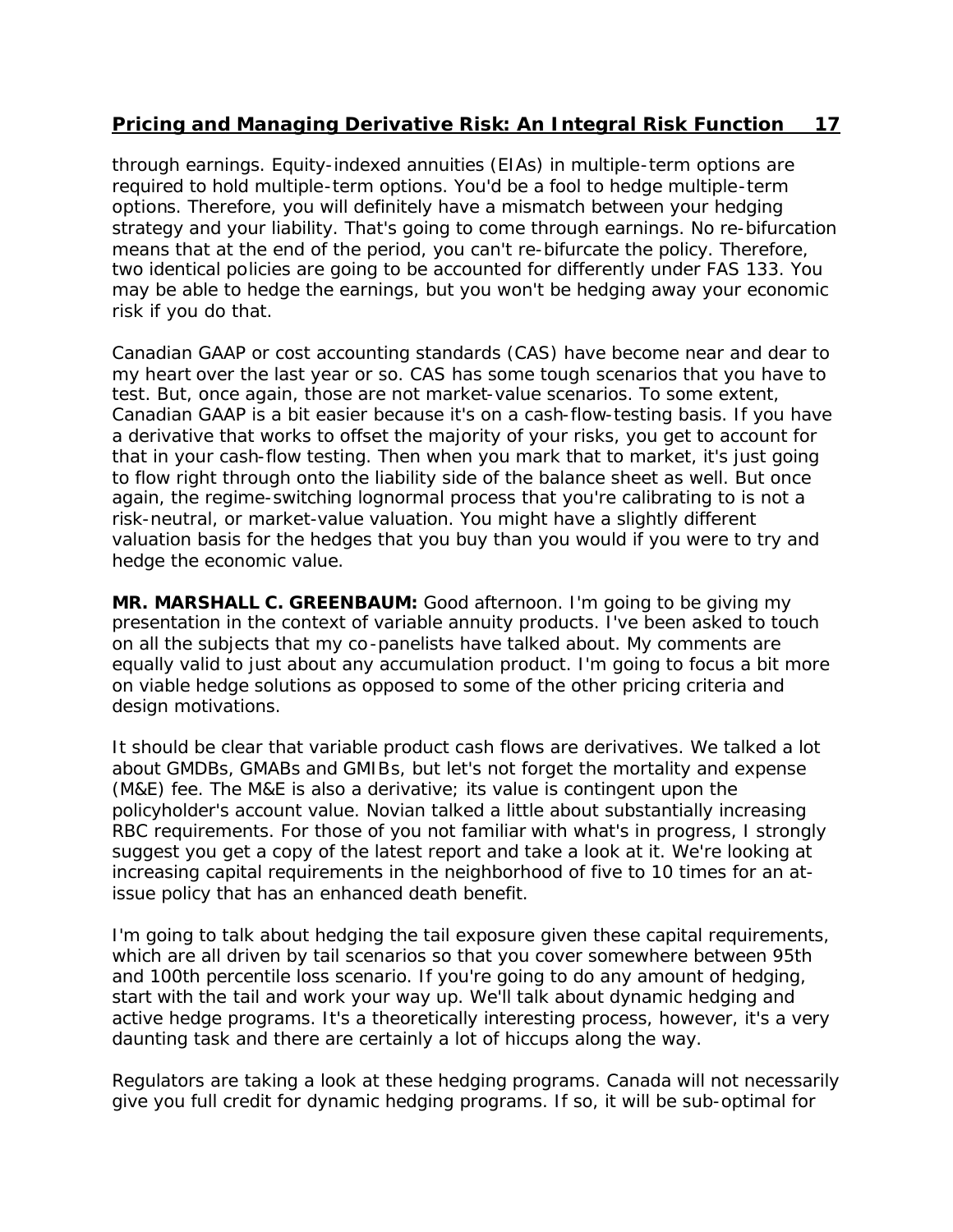through earnings. Equity-indexed annuities (EIAs) in multiple-term options are required to hold multiple-term options. You'd be a fool to hedge multiple-term options. Therefore, you will definitely have a mismatch between your hedging strategy and your liability. That's going to come through earnings. No re-bifurcation means that at the end of the period, you can't re-bifurcate the policy. Therefore, two identical policies are going to be accounted for differently under FAS 133. You may be able to hedge the earnings, but you won't be hedging away your economic risk if you do that.

Canadian GAAP or cost accounting standards (CAS) have become near and dear to my heart over the last year or so. CAS has some tough scenarios that you have to test. But, once again, those are not market-value scenarios. To some extent, Canadian GAAP is a bit easier because it's on a cash-flow-testing basis. If you have a derivative that works to offset the majority of your risks, you get to account for that in your cash-flow testing. Then when you mark that to market, it's just going to flow right through onto the liability side of the balance sheet as well. But once again, the regime-switching lognormal process that you're calibrating to is not a risk-neutral, or market-value valuation. You might have a slightly different valuation basis for the hedges that you buy than you would if you were to try and hedge the economic value.

**MR. MARSHALL C. GREENBAUM:** Good afternoon. I'm going to be giving my presentation in the context of variable annuity products. I've been asked to touch on all the subjects that my co-panelists have talked about. My comments are equally valid to just about any accumulation product. I'm going to focus a bit more on viable hedge solutions as opposed to some of the other pricing criteria and design motivations.

It should be clear that variable product cash flows are derivatives. We talked a lot about GMDBs, GMABs and GMIBs, but let's not forget the mortality and expense (M&E) fee. The M&E is also a derivative; its value is contingent upon the policyholder's account value. Novian talked a little about substantially increasing RBC requirements. For those of you not familiar with what's in progress, I strongly suggest you get a copy of the latest report and take a look at it. We're looking at increasing capital requirements in the neighborhood of five to 10 times for an at-issue policy that has an enhanced death benefit.

I'm going to talk about hedging the tail exposure given these capital requirements, which are all driven by tail scenarios so that you cover somewhere between 95th and 100th percentile loss scenario. If you're going to do any amount of hedging, start with the tail and work your way up. We'll talk about dynamic hedging and active hedge programs. It's a theoretically interesting process, however, it's a very daunting task and there are certainly a lot of hiccups along the way.

Regulators are taking a look at these hedging programs. Canada will not necessarily give you full credit for dynamic hedging programs. If so, it will be sub-optimal for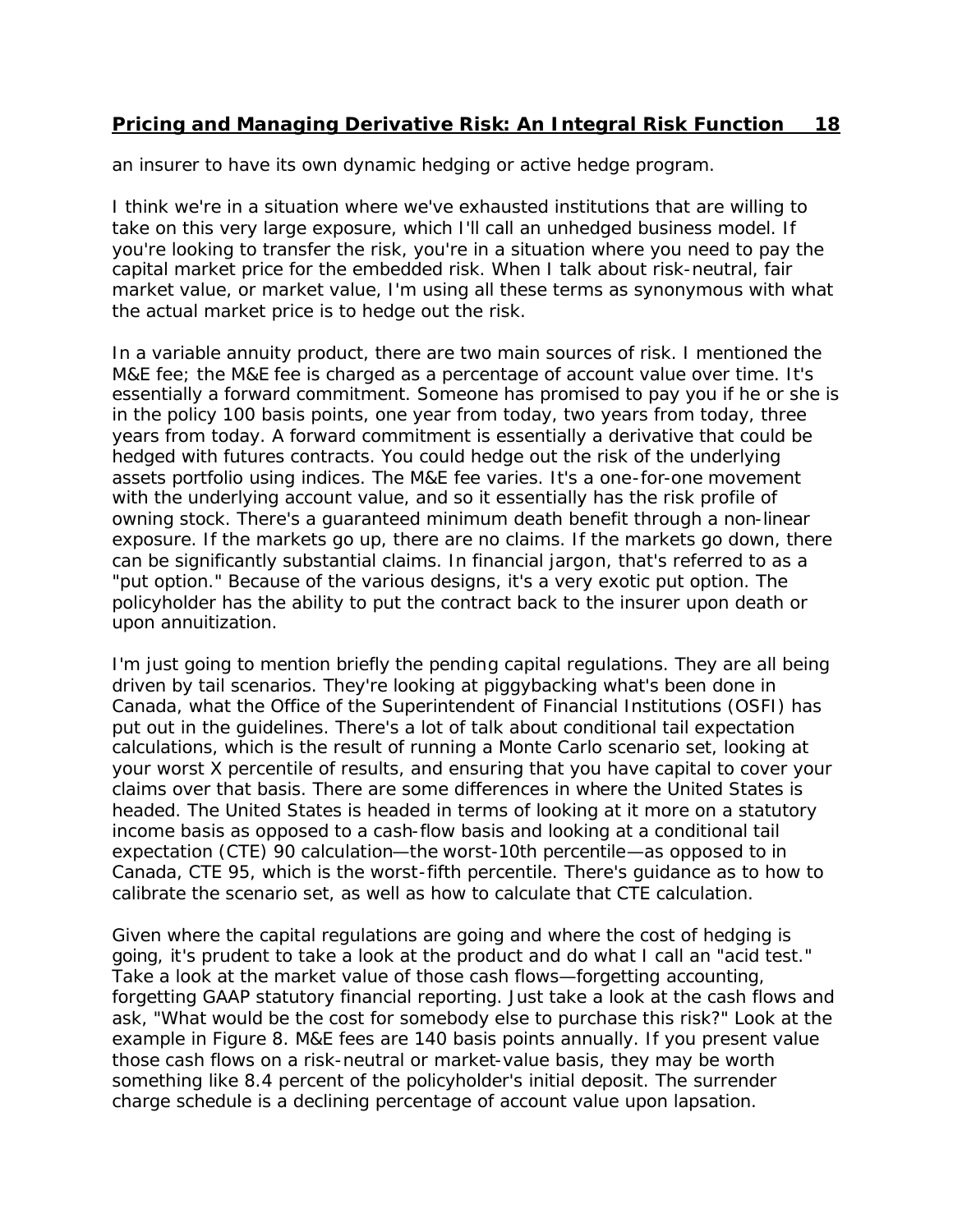an insurer to have its own dynamic hedging or active hedge program.

I think we're in a situation where we've exhausted institutions that are willing to take on this very large exposure, which I'll call an unhedged business model. If you're looking to transfer the risk, you're in a situation where you need to pay the capital market price for the embedded risk. When I talk about risk-neutral, fair market value, or market value, I'm using all these terms as synonymous with what the actual market price is to hedge out the risk.

In a variable annuity product, there are two main sources of risk. I mentioned the M&E fee; the M&E fee is charged as a percentage of account value over time. It's essentially a forward commitment. Someone has promised to pay you if he or she is in the policy 100 basis points, one year from today, two years from today, three years from today. A forward commitment is essentially a derivative that could be hedged with futures contracts. You could hedge out the risk of the underlying assets portfolio using indices. The M&E fee varies. It's a one-for-one movement with the underlying account value, and so it essentially has the risk profile of owning stock. There's a guaranteed minimum death benefit through a non-linear exposure. If the markets go up, there are no claims. If the markets go down, there can be significantly substantial claims. In financial jargon, that's referred to as a "put option." Because of the various designs, it's a very exotic put option. The policyholder has the ability to put the contract back to the insurer upon death or upon annuitization.

I'm just going to mention briefly the pending capital regulations. They are all being driven by tail scenarios. They're looking at piggybacking what's been done in Canada, what the Office of the Superintendent of Financial Institutions (OSFI) has put out in the guidelines. There's a lot of talk about conditional tail expectation calculations, which is the result of running a Monte Carlo scenario set, looking at your worst X percentile of results, and ensuring that you have capital to cover your claims over that basis. There are some differences in where the United States is headed. The United States is headed in terms of looking at it more on a statutory income basis as opposed to a cash-flow basis and looking at a conditional tail expectation (CTE) 90 calculation—the worst-10th percentile—as opposed to in Canada, CTE 95, which is the worst-fifth percentile. There's guidance as to how to calibrate the scenario set, as well as how to calculate that CTE calculation.

Given where the capital regulations are going and where the cost of hedging is going, it's prudent to take a look at the product and do what I call an "acid test." Take a look at the market value of those cash flows—forgetting accounting, forgetting GAAP statutory financial reporting. Just take a look at the cash flows and ask, "What would be the cost for somebody else to purchase this risk?" Look at the example in Figure 8. M&E fees are 140 basis points annually. If you present value those cash flows on a risk-neutral or market-value basis, they may be worth something like 8.4 percent of the policyholder's initial deposit. The surrender charge schedule is a declining percentage of account value upon lapsation.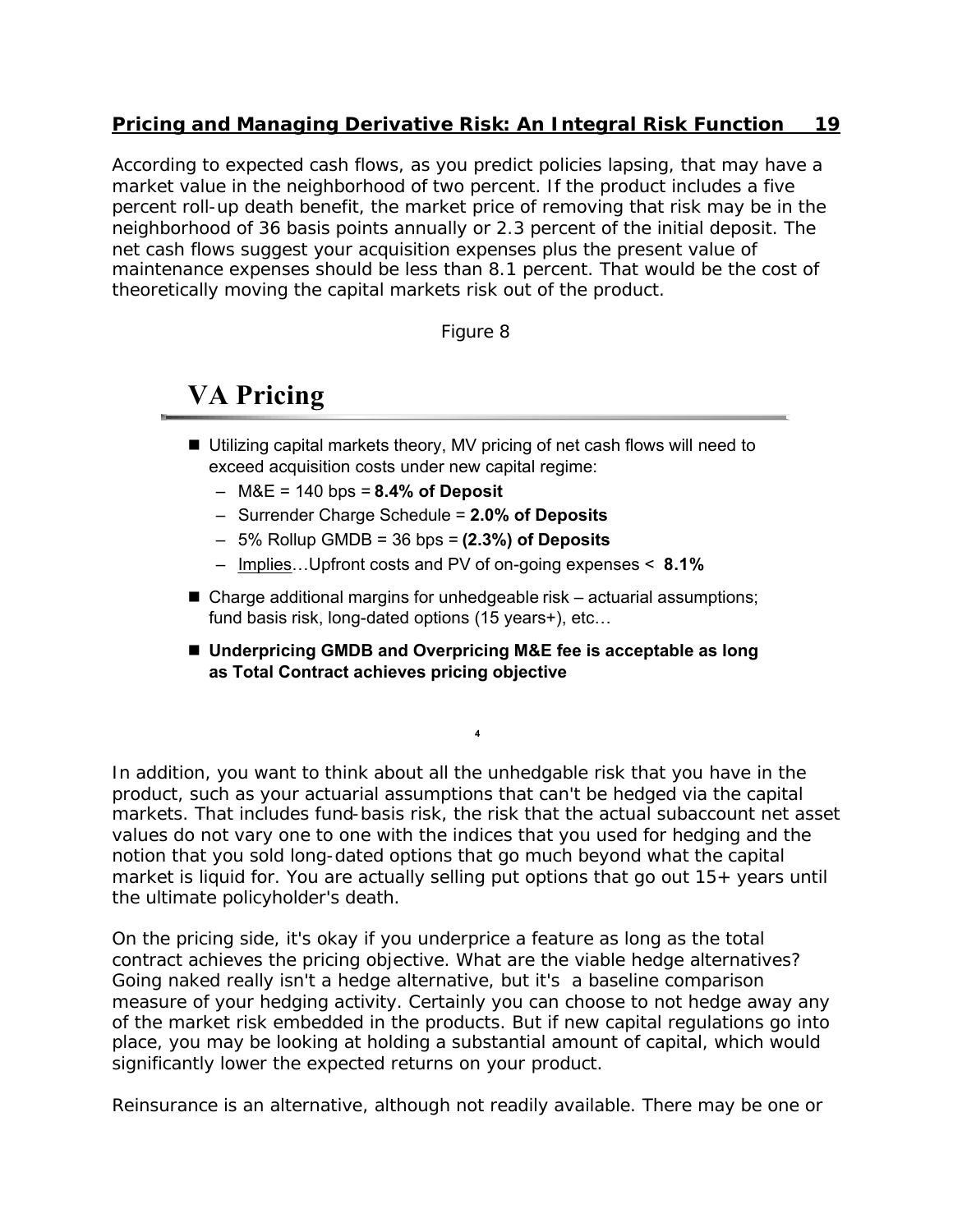According to expected cash flows, as you predict policies lapsing, that may have a market value in the neighborhood of two percent. If the product includes a five percent roll-up death benefit, the market price of removing that risk may be in the neighborhood of 36 basis points annually or 2.3 percent of the initial deposit. The net cash flows suggest your acquisition expenses plus the present value of maintenance expenses should be less than 8.1 percent. That would be the cost of theoretically moving the capital markets risk out of the product.

Figure 8

## VA Pricing

- Utilizing capital markets theory, MV pricing of net cash flows will need to exceed acquisition costs under new capital regime:
  - M&E = 140 bps = **8.4% of Deposit**
  - Surrender Charge Schedule = **2.0% of Deposits**
  - 5% Rollup GMDB = 36 bps = **(2.3%) of Deposits**
  - Implies…Upfront costs and PV of on-going expenses < **8.1%**
- Charge additional margins for unhedgeable risk – actuarial assumptions; fund basis risk, long-dated options (15 years+), etc…
- **Underpricing GMDB and Overpricing M&E fee is acceptable as long as Total Contract achieves pricing objective**

In addition, you want to think about all the unhedgable risk that you have in the product, such as your actuarial assumptions that can't be hedged via the capital markets. That includes fund-basis risk, the risk that the actual subaccount net asset values do not vary one to one with the indices that you used for hedging and the notion that you sold long-dated options that go much beyond what the capital market is liquid for. You are actually selling put options that go out 15+ years until the ultimate policyholder's death.

On the pricing side, it's okay if you underprice a feature as long as the total contract achieves the pricing objective. What are the viable hedge alternatives? Going naked really isn't a hedge alternative, but it's a baseline comparison measure of your hedging activity. Certainly you can choose to not hedge away any of the market risk embedded in the products. But if new capital regulations go into place, you may be looking at holding a substantial amount of capital, which would significantly lower the expected returns on your product.

Reinsurance is an alternative, although not readily available. There may be one or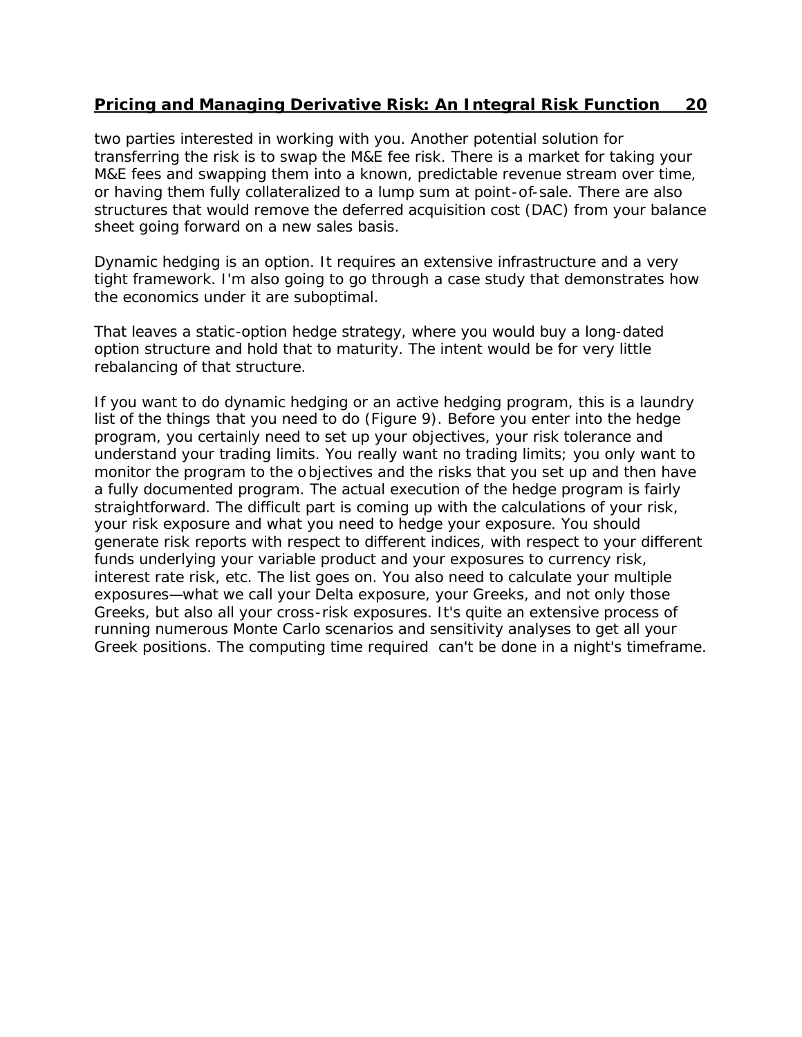two parties interested in working with you. Another potential solution for transferring the risk is to swap the M&E fee risk. There is a market for taking your M&E fees and swapping them into a known, predictable revenue stream over time, or having them fully collateralized to a lump sum at point-of-sale. There are also structures that would remove the deferred acquisition cost (DAC) from your balance sheet going forward on a new sales basis.

Dynamic hedging is an option. It requires an extensive infrastructure and a very tight framework. I'm also going to go through a case study that demonstrates how the economics under it are suboptimal.

That leaves a static-option hedge strategy, where you would buy a long-dated option structure and hold that to maturity. The intent would be for very little rebalancing of that structure.

If you want to do dynamic hedging or an active hedging program, this is a laundry list of the things that you need to do (Figure 9). Before you enter into the hedge program, you certainly need to set up your objectives, your risk tolerance and understand your trading limits. You really want no trading limits; you only want to monitor the program to the objectives and the risks that you set up and then have a fully documented program. The actual execution of the hedge program is fairly straightforward. The difficult part is coming up with the calculations of your risk, your risk exposure and what you need to hedge your exposure. You should generate risk reports with respect to different indices, with respect to your different funds underlying your variable product and your exposures to currency risk, interest rate risk, etc. The list goes on. You also need to calculate your multiple exposures—what we call your Delta exposure, your Greeks, and not only those Greeks, but also all your cross-risk exposures. It's quite an extensive process of running numerous Monte Carlo scenarios and sensitivity analyses to get all your Greek positions. The computing time required can't be done in a night's timeframe.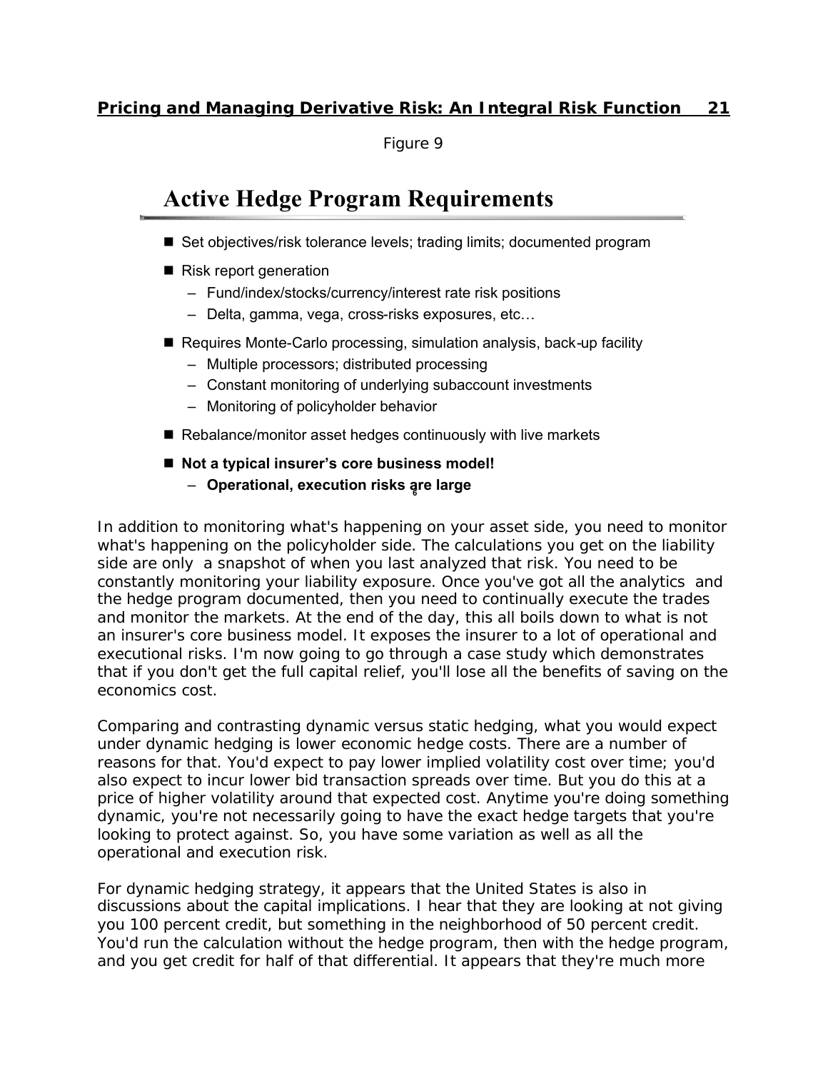Figure 9

## Active Hedge Program Requirements

- Set objectives/risk tolerance levels; trading limits; documented program
- Risk report generation
  - Fund/index/stocks/currency/interest rate risk positions
  - Delta, gamma, vega, cross-risks exposures, etc…
- Requires Monte-Carlo processing, simulation analysis, back-up facility
  - Multiple processors; distributed processing
  - Constant monitoring of underlying subaccount investments
  - Monitoring of policyholder behavior
- Rebalance/monitor asset hedges continuously with live markets
- **Not a typical insurer's core business model!**
  - **Operational, execution risks are large**

In addition to monitoring what's happening on your asset side, you need to monitor what's happening on the policyholder side. The calculations you get on the liability side are only a snapshot of when you last analyzed that risk. You need to be constantly monitoring your liability exposure. Once you've got all the analytics and the hedge program documented, then you need to continually execute the trades and monitor the markets. At the end of the day, this all boils down to what is not an insurer's core business model. It exposes the insurer to a lot of operational and executional risks. I'm now going to go through a case study which demonstrates that if you don't get the full capital relief, you'll lose all the benefits of saving on the economics cost.

Comparing and contrasting dynamic versus static hedging, what you would expect under dynamic hedging is lower economic hedge costs. There are a number of reasons for that. You'd expect to pay lower implied volatility cost over time; you'd also expect to incur lower bid transaction spreads over time. But you do this at a price of higher volatility around that expected cost. Anytime you're doing something dynamic, you're not necessarily going to have the exact hedge targets that you're looking to protect against. So, you have some variation as well as all the operational and execution risk.

For dynamic hedging strategy, it appears that the United States is also in discussions about the capital implications. I hear that they are looking at not giving you 100 percent credit, but something in the neighborhood of 50 percent credit. You'd run the calculation without the hedge program, then with the hedge program, and you get credit for half of that differential. It appears that they're much more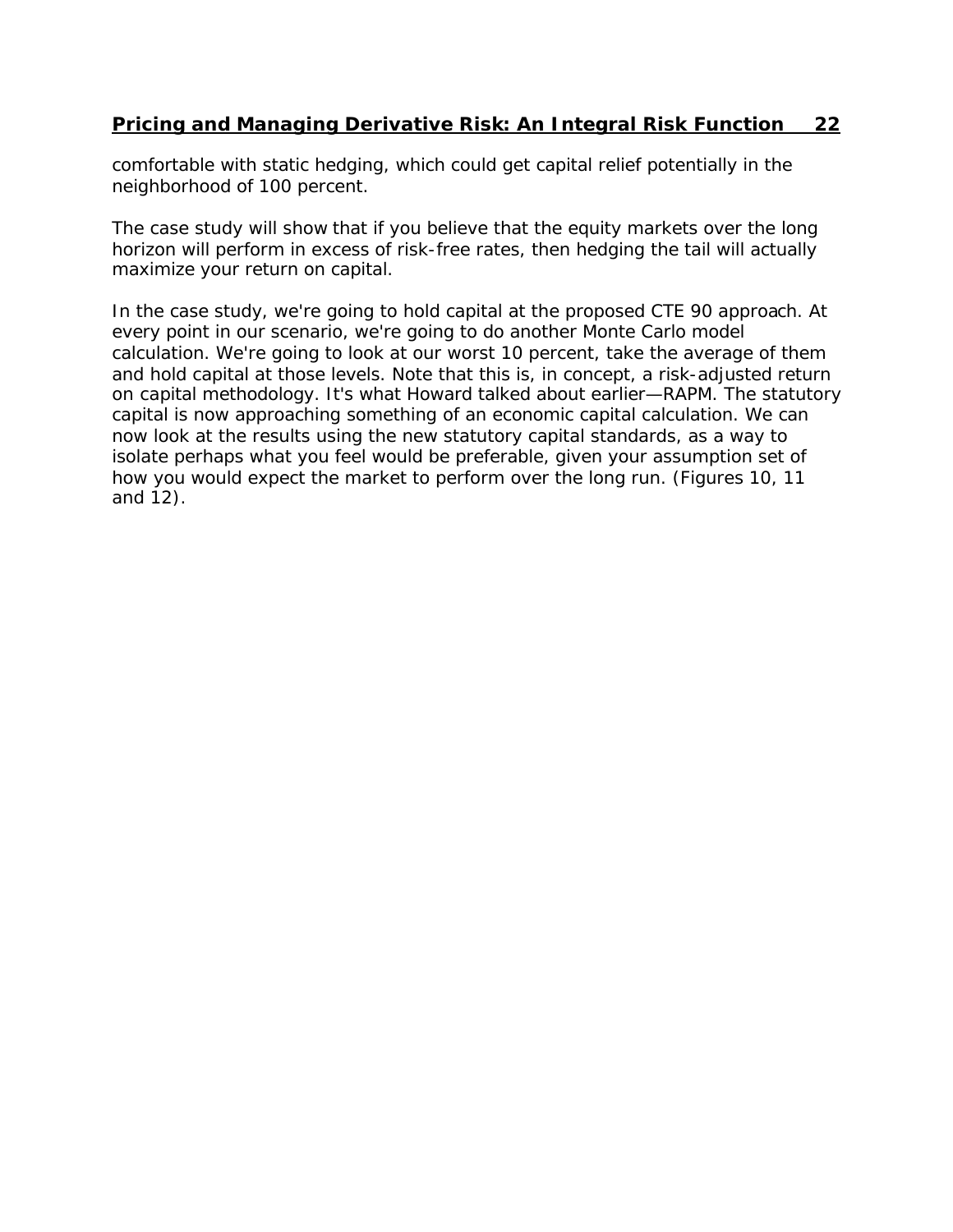comfortable with static hedging, which could get capital relief potentially in the neighborhood of 100 percent.

The case study will show that if you believe that the equity markets over the long horizon will perform in excess of risk-free rates, then hedging the tail will actually maximize your return on capital.

In the case study, we're going to hold capital at the proposed CTE 90 approach. At every point in our scenario, we're going to do another Monte Carlo model calculation. We're going to look at our worst 10 percent, take the average of them and hold capital at those levels. Note that this is, in concept, a risk-adjusted return on capital methodology. It's what Howard talked about earlier—RAPM. The statutory capital is now approaching something of an economic capital calculation. We can now look at the results using the new statutory capital standards, as a way to isolate perhaps what you feel would be preferable, given your assumption set of how you would expect the market to perform over the long run. (Figures 10, 11 and 12).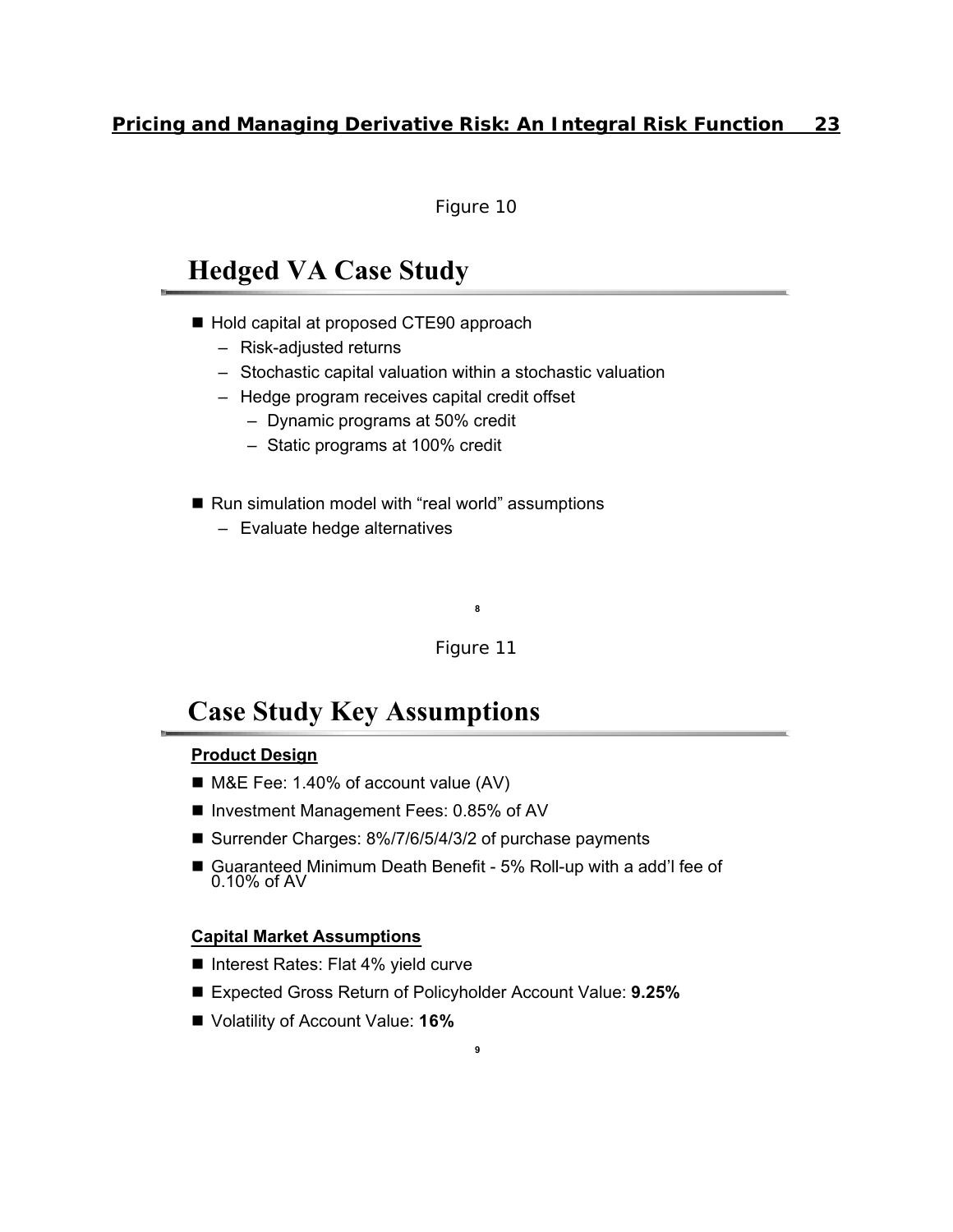Figure 10

## Hedged VA Case Study

- Hold capital at proposed CTE90 approach
  - Risk-adjusted returns
  - Stochastic capital valuation within a stochastic valuation
  - Hedge program receives capital credit offset
    - Dynamic programs at 50% credit
    - Static programs at 100% credit
- Run simulation model with "real world" assumptions
  - Evaluate hedge alternatives

Figure 11

## Case Study Key Assumptions

**Product Design**

- M&E Fee: 1.40% of account value (AV)
- Investment Management Fees: 0.85% of AV
- Surrender Charges: 8%/7/6/5/4/3/2 of purchase payments
- Guaranteed Minimum Death Benefit - 5% Roll-up with a add'l fee of 0.10% of AV

**Capital Market Assumptions**

- Interest Rates: Flat 4% yield curve
- Expected Gross Return of Policyholder Account Value: **9.25%**
- Volatility of Account Value: **16%**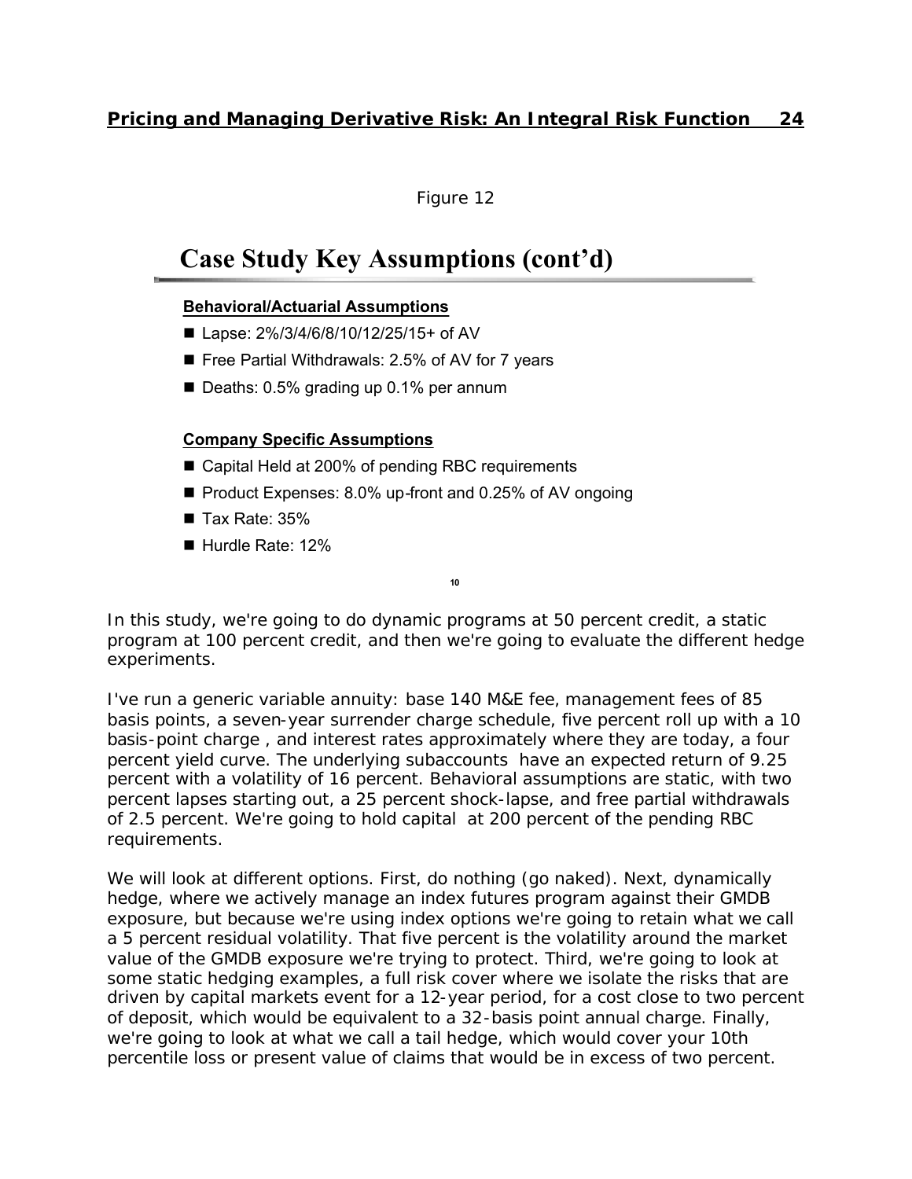Figure 12

## Case Study Key Assumptions (cont'd)

**Behavioral/Actuarial Assumptions**

- Lapse: 2%/3/4/6/8/10/12/25/15+ of AV
- Free Partial Withdrawals: 2.5% of AV for 7 years
- Deaths: 0.5% grading up 0.1% per annum

**Company Specific Assumptions**

- Capital Held at 200% of pending RBC requirements
- Product Expenses: 8.0% up-front and 0.25% of AV ongoing
- Tax Rate: 35%
- Hurdle Rate: 12%

10

In this study, we're going to do dynamic programs at 50 percent credit, a static program at 100 percent credit, and then we're going to evaluate the different hedge experiments.

I've run a generic variable annuity: base 140 M&E fee, management fees of 85 basis points, a seven-year surrender charge schedule, five percent roll up with a 10 basis-point charge , and interest rates approximately where they are today, a four percent yield curve. The underlying subaccounts have an expected return of 9.25 percent with a volatility of 16 percent. Behavioral assumptions are static, with two percent lapses starting out, a 25 percent shock-lapse, and free partial withdrawals of 2.5 percent. We're going to hold capital at 200 percent of the pending RBC requirements.

We will look at different options. First, do nothing (go naked). Next, dynamically hedge, where we actively manage an index futures program against their GMDB exposure, but because we're using index options we're going to retain what we call a 5 percent residual volatility. That five percent is the volatility around the market value of the GMDB exposure we're trying to protect. Third, we're going to look at some static hedging examples, a full risk cover where we isolate the risks that are driven by capital markets event for a 12-year period, for a cost close to two percent of deposit, which would be equivalent to a 32-basis point annual charge. Finally, we're going to look at what we call a tail hedge, which would cover your 10th percentile loss or present value of claims that would be in excess of two percent.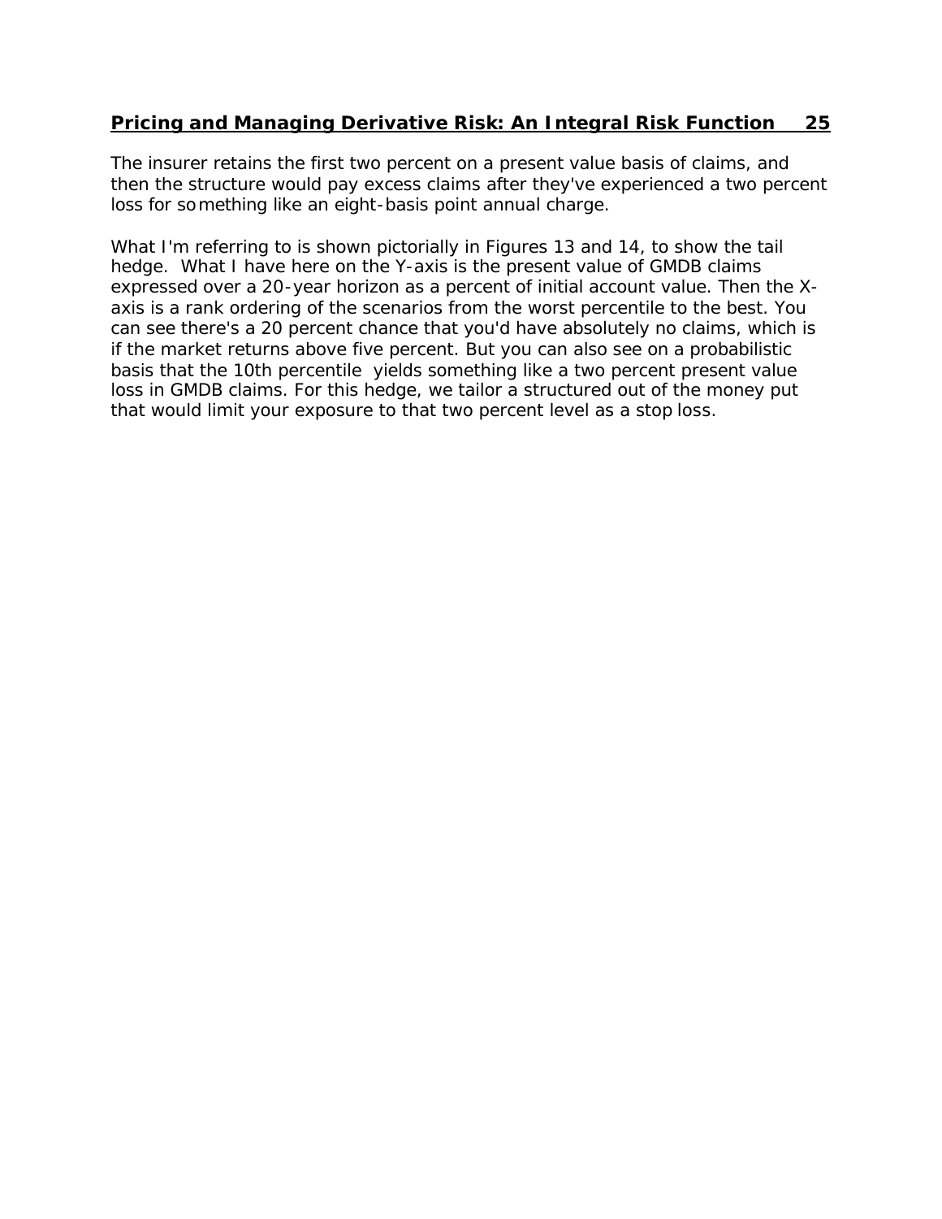The insurer retains the first two percent on a present value basis of claims, and then the structure would pay excess claims after they've experienced a two percent loss for something like an eight-basis point annual charge.

What I'm referring to is shown pictorially in Figures 13 and 14, to show the tail hedge. What I have here on the Y-axis is the present value of GMDB claims expressed over a 20-year horizon as a percent of initial account value. Then the X-axis is a rank ordering of the scenarios from the worst percentile to the best. You can see there's a 20 percent chance that you'd have absolutely no claims, which is if the market returns above five percent. But you can also see on a probabilistic basis that the 10th percentile yields something like a two percent present value loss in GMDB claims. For this hedge, we tailor a structured out of the money put that would limit your exposure to that two percent level as a stop loss.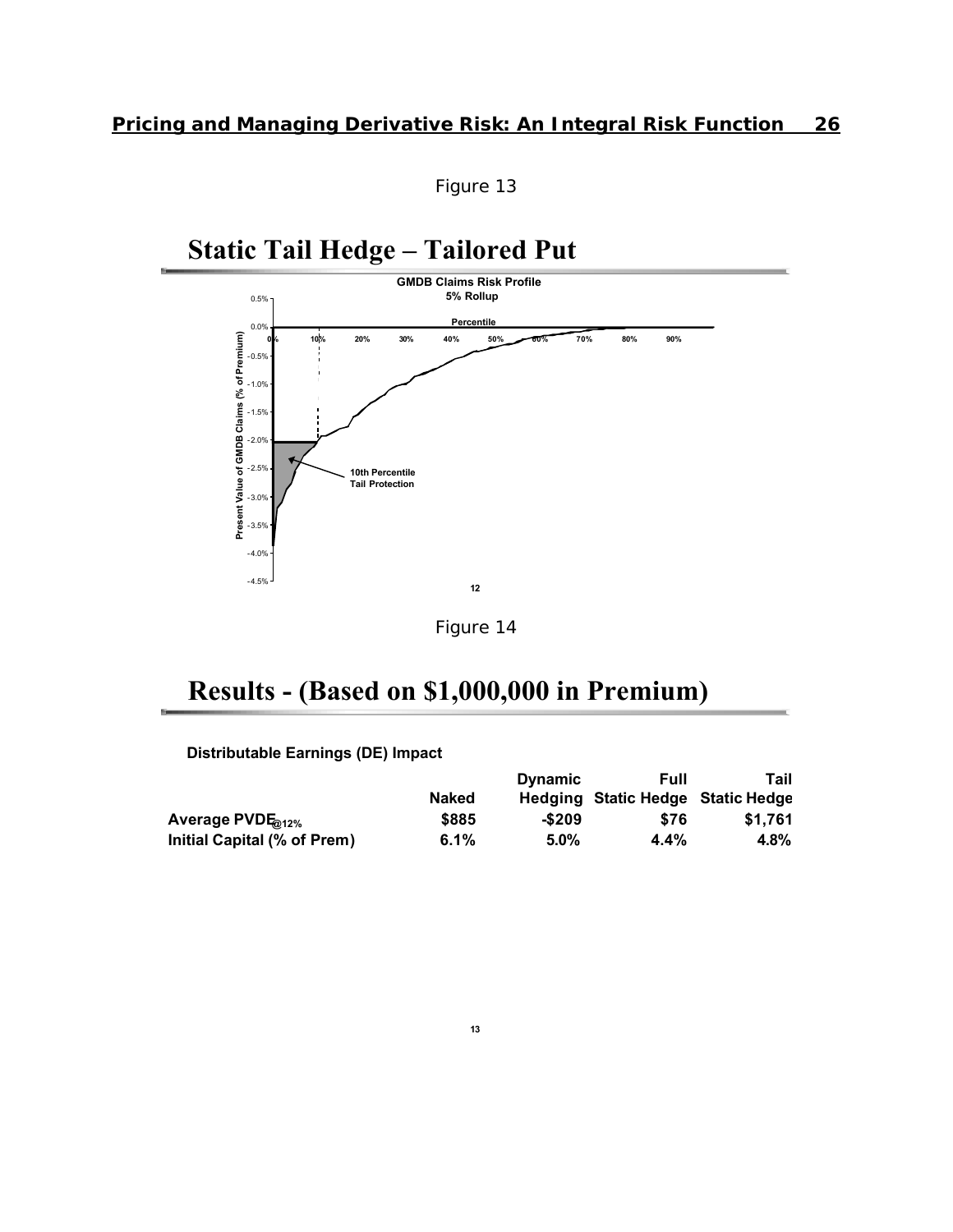Figure 13

# Static Tail Hedge – Tailored Put

**GMDB Claims Risk Profile**
**5% Rollup**

Percentile

Present Value of GMDB Claims (% of Premium)

10th Percentile Tail Protection

Figure 14

# Results - (Based on $1,000,000 in Premium)

**Distributable Earnings (DE) Impact**

| | Naked | Dynamic Hedging | Full Static Hedge | Tail Static Hedge |
|---|---|---|---|---|
| **Average PVDE$_{@12\%}$** | **$885** | **-$209** | **$76** | **$1,761** |
| **Initial Capital (% of Prem)** | **6.1%** | **5.0%** | **4.4%** | **4.8%** |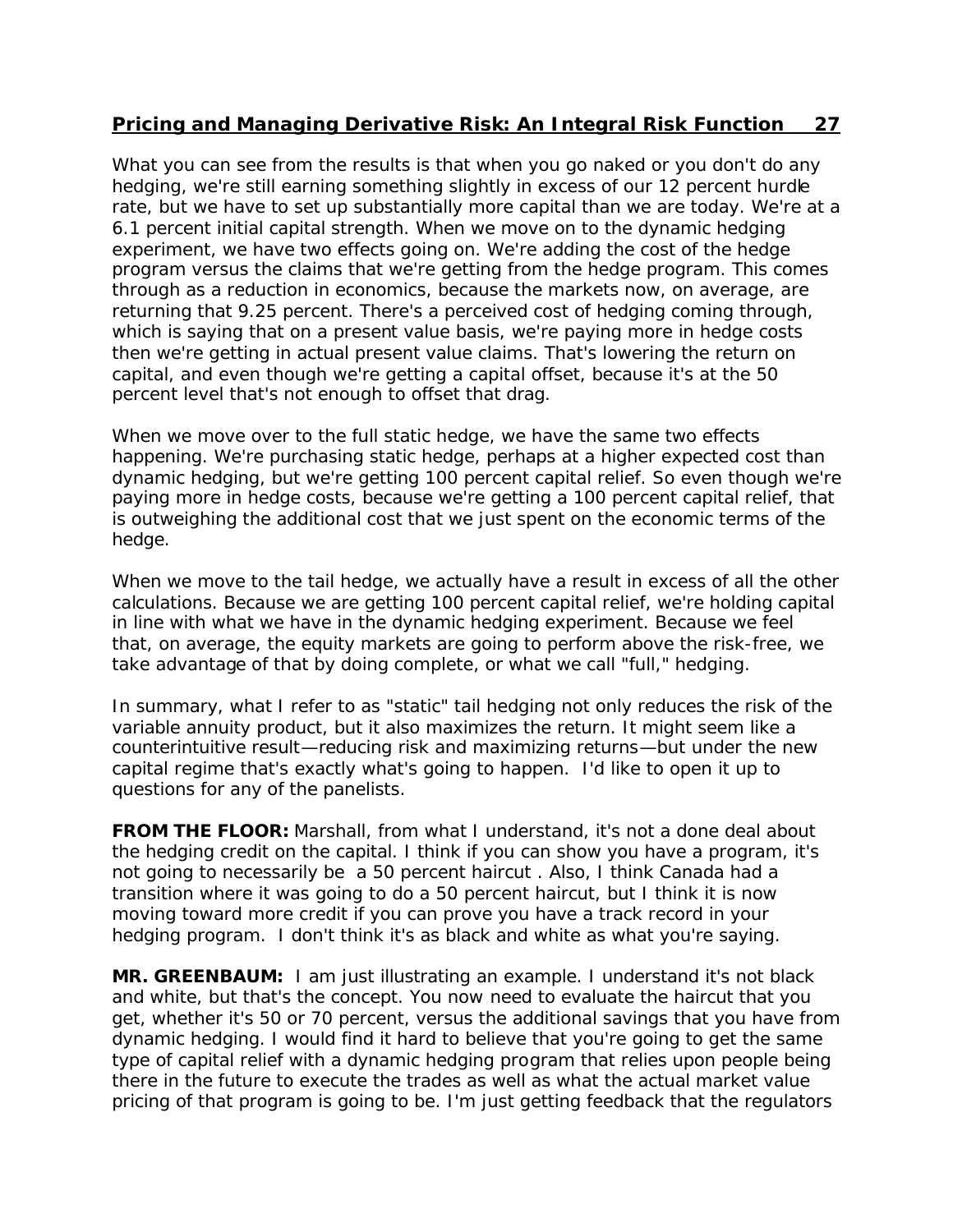What you can see from the results is that when you go naked or you don't do any hedging, we're still earning something slightly in excess of our 12 percent hurdle rate, but we have to set up substantially more capital than we are today. We're at a 6.1 percent initial capital strength. When we move on to the dynamic hedging experiment, we have two effects going on. We're adding the cost of the hedge program versus the claims that we're getting from the hedge program. This comes through as a reduction in economics, because the markets now, on average, are returning that 9.25 percent. There's a perceived cost of hedging coming through, which is saying that on a present value basis, we're paying more in hedge costs then we're getting in actual present value claims. That's lowering the return on capital, and even though we're getting a capital offset, because it's at the 50 percent level that's not enough to offset that drag.

When we move over to the full static hedge, we have the same two effects happening. We're purchasing static hedge, perhaps at a higher expected cost than dynamic hedging, but we're getting 100 percent capital relief. So even though we're paying more in hedge costs, because we're getting a 100 percent capital relief, that is outweighing the additional cost that we just spent on the economic terms of the hedge.

When we move to the tail hedge, we actually have a result in excess of all the other calculations. Because we are getting 100 percent capital relief, we're holding capital in line with what we have in the dynamic hedging experiment. Because we feel that, on average, the equity markets are going to perform above the risk-free, we take advantage of that by doing complete, or what we call "full," hedging.

In summary, what I refer to as "static" tail hedging not only reduces the risk of the variable annuity product, but it also maximizes the return. It might seem like a counterintuitive result—reducing risk and maximizing returns—but under the new capital regime that's exactly what's going to happen. I'd like to open it up to questions for any of the panelists.

**FROM THE FLOOR:** Marshall, from what I understand, it's not a done deal about the hedging credit on the capital. I think if you can show you have a program, it's not going to necessarily be a 50 percent haircut . Also, I think Canada had a transition where it was going to do a 50 percent haircut, but I think it is now moving toward more credit if you can prove you have a track record in your hedging program. I don't think it's as black and white as what you're saying.

**MR. GREENBAUM:** I am just illustrating an example. I understand it's not black and white, but that's the concept. You now need to evaluate the haircut that you get, whether it's 50 or 70 percent, versus the additional savings that you have from dynamic hedging. I would find it hard to believe that you're going to get the same type of capital relief with a dynamic hedging program that relies upon people being there in the future to execute the trades as well as what the actual market value pricing of that program is going to be. I'm just getting feedback that the regulators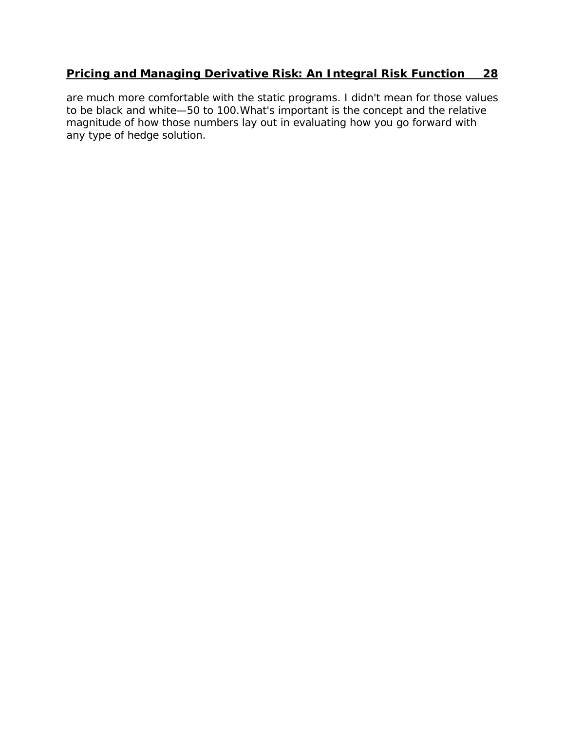are much more comfortable with the static programs. I didn't mean for those values to be black and white—50 to 100.What's important is the concept and the relative magnitude of how those numbers lay out in evaluating how you go forward with any type of hedge solution.